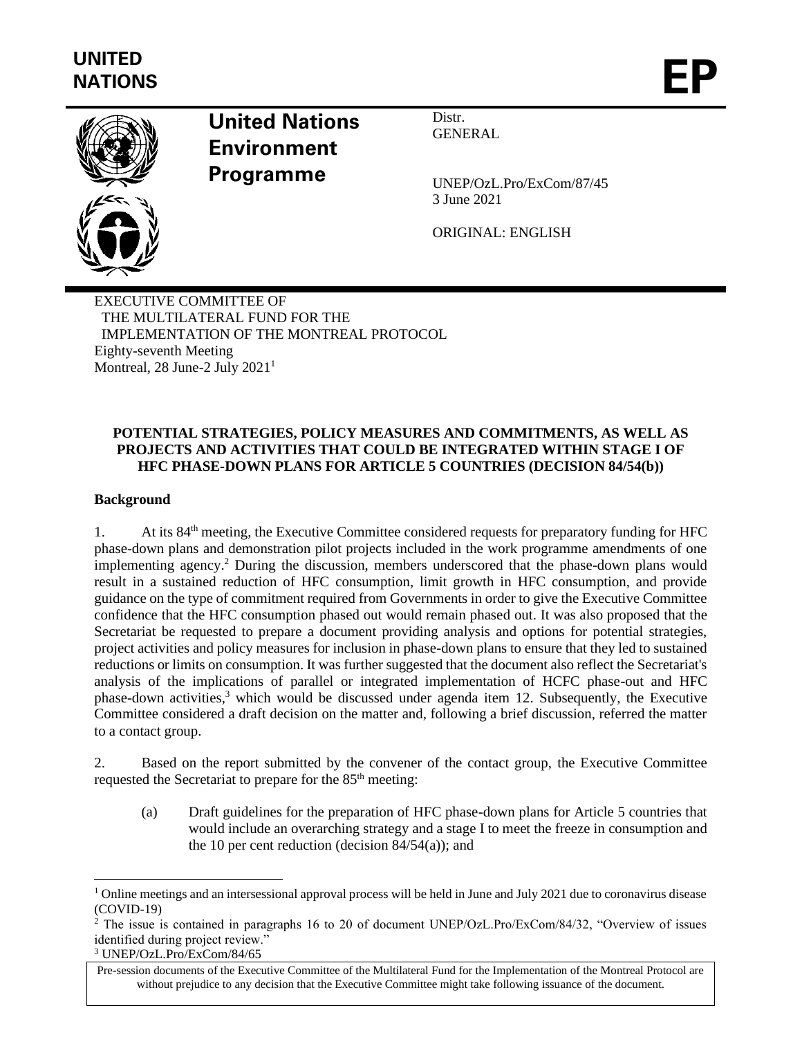UNITED NATIONS

**EP**

# United Nations Environment Programme

Distr.
GENERAL

UNEP/OzL.Pro/ExCom/87/45
3 June 2021

ORIGINAL: ENGLISH

EXECUTIVE COMMITTEE OF
THE MULTILATERAL FUND FOR THE
IMPLEMENTATION OF THE MONTREAL PROTOCOL
Eighty-seventh Meeting
Montreal, 28 June-2 July 2021[1]

**POTENTIAL STRATEGIES, POLICY MEASURES AND COMMITMENTS, AS WELL AS PROJECTS AND ACTIVITIES THAT COULD BE INTEGRATED WITHIN STAGE I OF HFC PHASE-DOWN PLANS FOR ARTICLE 5 COUNTRIES (DECISION 84/54(b))**

**Background**

1. At its 84th meeting, the Executive Committee considered requests for preparatory funding for HFC phase-down plans and demonstration pilot projects included in the work programme amendments of one implementing agency.[2] During the discussion, members underscored that the phase-down plans would result in a sustained reduction of HFC consumption, limit growth in HFC consumption, and provide guidance on the type of commitment required from Governments in order to give the Executive Committee confidence that the HFC consumption phased out would remain phased out. It was also proposed that the Secretariat be requested to prepare a document providing analysis and options for potential strategies, project activities and policy measures for inclusion in phase-down plans to ensure that they led to sustained reductions or limits on consumption. It was further suggested that the document also reflect the Secretariat's analysis of the implications of parallel or integrated implementation of HCFC phase-out and HFC phase-down activities,[3] which would be discussed under agenda item 12. Subsequently, the Executive Committee considered a draft decision on the matter and, following a brief discussion, referred the matter to a contact group.

2. Based on the report submitted by the convener of the contact group, the Executive Committee requested the Secretariat to prepare for the 85th meeting:

(a) Draft guidelines for the preparation of HFC phase-down plans for Article 5 countries that would include an overarching strategy and a stage I to meet the freeze in consumption and the 10 per cent reduction (decision 84/54(a)); and

---

[1] Online meetings and an intersessional approval process will be held in June and July 2021 due to coronavirus disease (COVID-19)

[2] The issue is contained in paragraphs 16 to 20 of document UNEP/OzL.Pro/ExCom/84/32, "Overview of issues identified during project review."

[3] UNEP/OzL.Pro/ExCom/84/65

Pre-session documents of the Executive Committee of the Multilateral Fund for the Implementation of the Montreal Protocol are without prejudice to any decision that the Executive Committee might take following issuance of the document.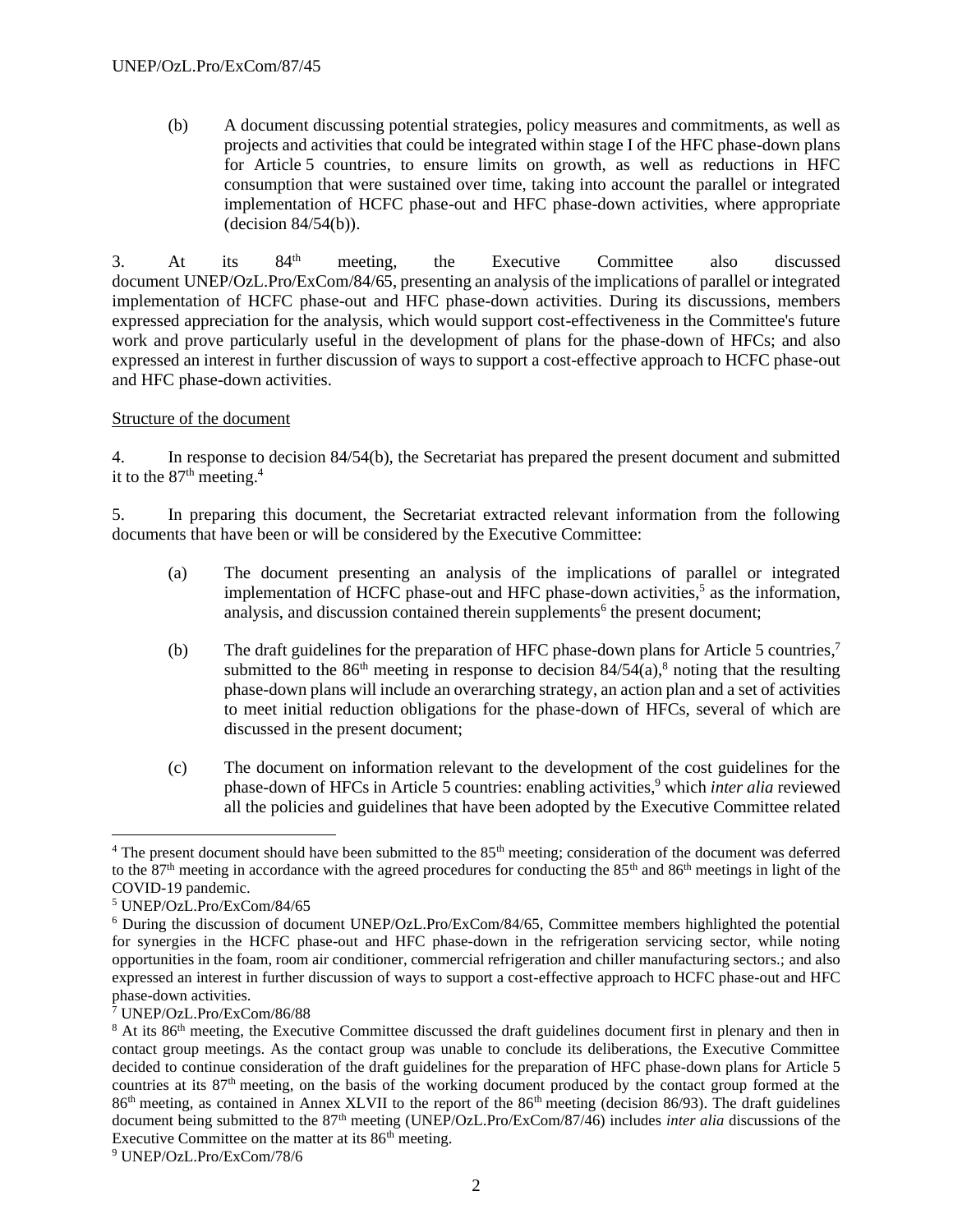(b) A document discussing potential strategies, policy measures and commitments, as well as projects and activities that could be integrated within stage I of the HFC phase-down plans for Article 5 countries, to ensure limits on growth, as well as reductions in HFC consumption that were sustained over time, taking into account the parallel or integrated implementation of HCFC phase-out and HFC phase-down activities, where appropriate (decision 84/54(b)).

3. At its 84th meeting, the Executive Committee also discussed document UNEP/OzL.Pro/ExCom/84/65, presenting an analysis of the implications of parallel or integrated implementation of HCFC phase-out and HFC phase-down activities. During its discussions, members expressed appreciation for the analysis, which would support cost-effectiveness in the Committee's future work and prove particularly useful in the development of plans for the phase-down of HFCs; and also expressed an interest in further discussion of ways to support a cost-effective approach to HCFC phase-out and HFC phase-down activities.

Structure of the document

4. In response to decision 84/54(b), the Secretariat has prepared the present document and submitted it to the 87th meeting.[4]

5. In preparing this document, the Secretariat extracted relevant information from the following documents that have been or will be considered by the Executive Committee:

(a) The document presenting an analysis of the implications of parallel or integrated implementation of HCFC phase-out and HFC phase-down activities,[5] as the information, analysis, and discussion contained therein supplements[6] the present document;

(b) The draft guidelines for the preparation of HFC phase-down plans for Article 5 countries,[7] submitted to the 86th meeting in response to decision 84/54(a),[8] noting that the resulting phase-down plans will include an overarching strategy, an action plan and a set of activities to meet initial reduction obligations for the phase-down of HFCs, several of which are discussed in the present document;

(c) The document on information relevant to the development of the cost guidelines for the phase-down of HFCs in Article 5 countries: enabling activities,[9] which *inter alia* reviewed all the policies and guidelines that have been adopted by the Executive Committee related

---

[4] The present document should have been submitted to the 85th meeting; consideration of the document was deferred to the 87th meeting in accordance with the agreed procedures for conducting the 85th and 86th meetings in light of the COVID-19 pandemic.

[5] UNEP/OzL.Pro/ExCom/84/65

[6] During the discussion of document UNEP/OzL.Pro/ExCom/84/65, Committee members highlighted the potential for synergies in the HCFC phase-out and HFC phase-down in the refrigeration servicing sector, while noting opportunities in the foam, room air conditioner, commercial refrigeration and chiller manufacturing sectors.; and also expressed an interest in further discussion of ways to support a cost-effective approach to HCFC phase-out and HFC phase-down activities.

[7] UNEP/OzL.Pro/ExCom/86/88

[8] At its 86th meeting, the Executive Committee discussed the draft guidelines document first in plenary and then in contact group meetings. As the contact group was unable to conclude its deliberations, the Executive Committee decided to continue consideration of the draft guidelines for the preparation of HFC phase-down plans for Article 5 countries at its 87th meeting, on the basis of the working document produced by the contact group formed at the 86th meeting, as contained in Annex XLVII to the report of the 86th meeting (decision 86/93). The draft guidelines document being submitted to the 87th meeting (UNEP/OzL.Pro/ExCom/87/46) includes *inter alia* discussions of the Executive Committee on the matter at its 86th meeting.

[9] UNEP/OzL.Pro/ExCom/78/6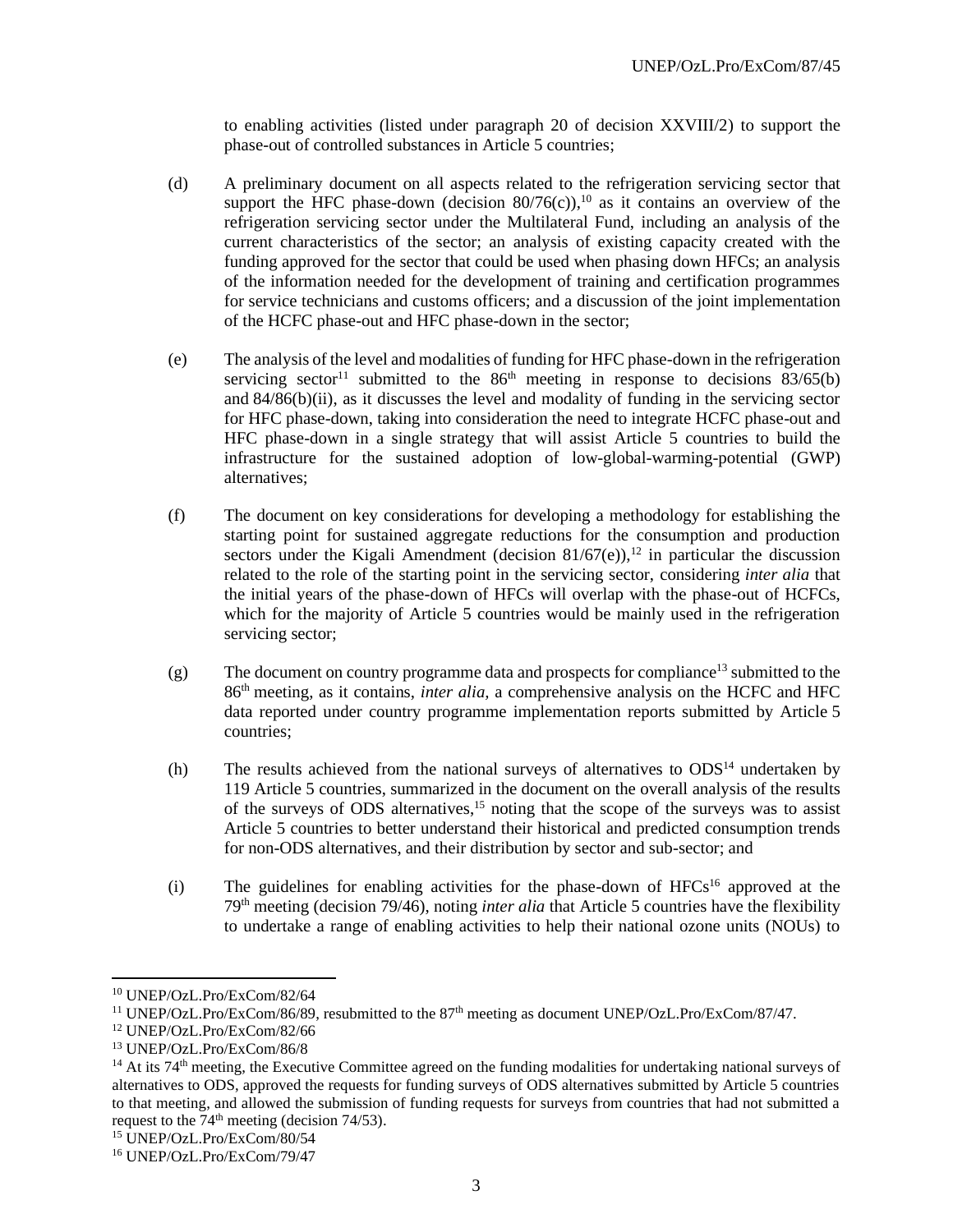to enabling activities (listed under paragraph 20 of decision XXVIII/2) to support the phase-out of controlled substances in Article 5 countries;

(d) A preliminary document on all aspects related to the refrigeration servicing sector that support the HFC phase-down (decision 80/76(c)),[10] as it contains an overview of the refrigeration servicing sector under the Multilateral Fund, including an analysis of the current characteristics of the sector; an analysis of existing capacity created with the funding approved for the sector that could be used when phasing down HFCs; an analysis of the information needed for the development of training and certification programmes for service technicians and customs officers; and a discussion of the joint implementation of the HCFC phase-out and HFC phase-down in the sector;

(e) The analysis of the level and modalities of funding for HFC phase-down in the refrigeration servicing sector[11] submitted to the 86th meeting in response to decisions 83/65(b) and 84/86(b)(ii), as it discusses the level and modality of funding in the servicing sector for HFC phase-down, taking into consideration the need to integrate HCFC phase-out and HFC phase-down in a single strategy that will assist Article 5 countries to build the infrastructure for the sustained adoption of low-global-warming-potential (GWP) alternatives;

(f) The document on key considerations for developing a methodology for establishing the starting point for sustained aggregate reductions for the consumption and production sectors under the Kigali Amendment (decision 81/67(e)),[12] in particular the discussion related to the role of the starting point in the servicing sector, considering *inter alia* that the initial years of the phase-down of HFCs will overlap with the phase-out of HCFCs, which for the majority of Article 5 countries would be mainly used in the refrigeration servicing sector;

(g) The document on country programme data and prospects for compliance[13] submitted to the 86th meeting, as it contains, *inter alia,* a comprehensive analysis on the HCFC and HFC data reported under country programme implementation reports submitted by Article 5 countries;

(h) The results achieved from the national surveys of alternatives to ODS[14] undertaken by 119 Article 5 countries, summarized in the document on the overall analysis of the results of the surveys of ODS alternatives,[15] noting that the scope of the surveys was to assist Article 5 countries to better understand their historical and predicted consumption trends for non-ODS alternatives, and their distribution by sector and sub-sector; and

(i) The guidelines for enabling activities for the phase-down of HFCs[16] approved at the 79th meeting (decision 79/46), noting *inter alia* that Article 5 countries have the flexibility to undertake a range of enabling activities to help their national ozone units (NOUs) to

---

[10] UNEP/OzL.Pro/ExCom/82/64

[11] UNEP/OzL.Pro/ExCom/86/89, resubmitted to the 87th meeting as document UNEP/OzL.Pro/ExCom/87/47.

[12] UNEP/OzL.Pro/ExCom/82/66

[13] UNEP/OzL.Pro/ExCom/86/8

[14] At its 74th meeting, the Executive Committee agreed on the funding modalities for undertaking national surveys of alternatives to ODS, approved the requests for funding surveys of ODS alternatives submitted by Article 5 countries to that meeting, and allowed the submission of funding requests for surveys from countries that had not submitted a request to the 74th meeting (decision 74/53).

[15] UNEP/OzL.Pro/ExCom/80/54

[16] UNEP/OzL.Pro/ExCom/79/47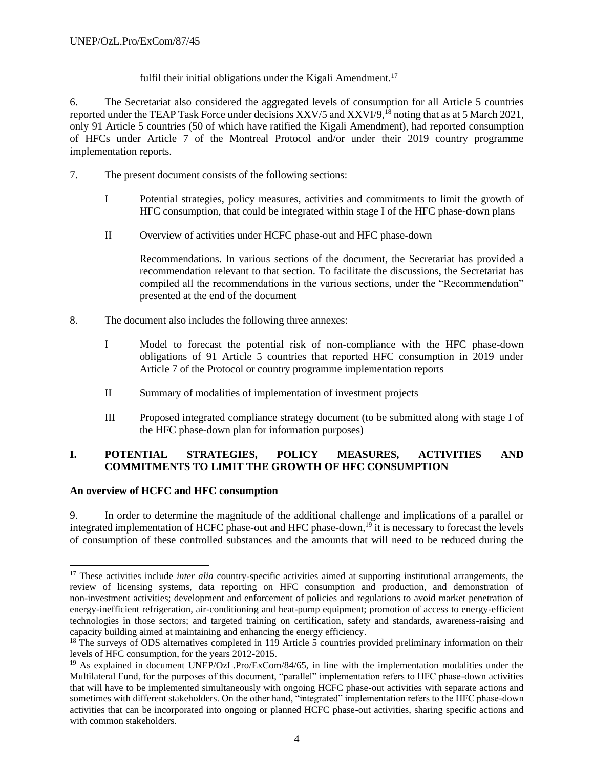fulfil their initial obligations under the Kigali Amendment.[17]

6. The Secretariat also considered the aggregated levels of consumption for all Article 5 countries reported under the TEAP Task Force under decisions XXV/5 and XXVI/9,[18] noting that as at 5 March 2021, only 91 Article 5 countries (50 of which have ratified the Kigali Amendment), had reported consumption of HFCs under Article 7 of the Montreal Protocol and/or under their 2019 country programme implementation reports.

7. The present document consists of the following sections:

   I Potential strategies, policy measures, activities and commitments to limit the growth of HFC consumption, that could be integrated within stage I of the HFC phase-down plans

   II Overview of activities under HCFC phase-out and HFC phase-down

   Recommendations. In various sections of the document, the Secretariat has provided a recommendation relevant to that section. To facilitate the discussions, the Secretariat has compiled all the recommendations in the various sections, under the "Recommendation" presented at the end of the document

8. The document also includes the following three annexes:

   I Model to forecast the potential risk of non-compliance with the HFC phase-down obligations of 91 Article 5 countries that reported HFC consumption in 2019 under Article 7 of the Protocol or country programme implementation reports

   II Summary of modalities of implementation of investment projects

   III Proposed integrated compliance strategy document (to be submitted along with stage I of the HFC phase-down plan for information purposes)

## I. POTENTIAL STRATEGIES, POLICY MEASURES, ACTIVITIES AND COMMITMENTS TO LIMIT THE GROWTH OF HFC CONSUMPTION

### An overview of HCFC and HFC consumption

9. In order to determine the magnitude of the additional challenge and implications of a parallel or integrated implementation of HCFC phase-out and HFC phase-down,[19] it is necessary to forecast the levels of consumption of these controlled substances and the amounts that will need to be reduced during the

---

[17] These activities include *inter alia* country-specific activities aimed at supporting institutional arrangements, the review of licensing systems, data reporting on HFC consumption and production, and demonstration of non-investment activities; development and enforcement of policies and regulations to avoid market penetration of energy-inefficient refrigeration, air-conditioning and heat-pump equipment; promotion of access to energy-efficient technologies in those sectors; and targeted training on certification, safety and standards, awareness-raising and capacity building aimed at maintaining and enhancing the energy efficiency.

[18] The surveys of ODS alternatives completed in 119 Article 5 countries provided preliminary information on their levels of HFC consumption, for the years 2012-2015.

[19] As explained in document UNEP/OzL.Pro/ExCom/84/65, in line with the implementation modalities under the Multilateral Fund, for the purposes of this document, "parallel" implementation refers to HFC phase-down activities that will have to be implemented simultaneously with ongoing HCFC phase-out activities with separate actions and sometimes with different stakeholders. On the other hand, "integrated" implementation refers to the HFC phase-down activities that can be incorporated into ongoing or planned HCFC phase-out activities, sharing specific actions and with common stakeholders.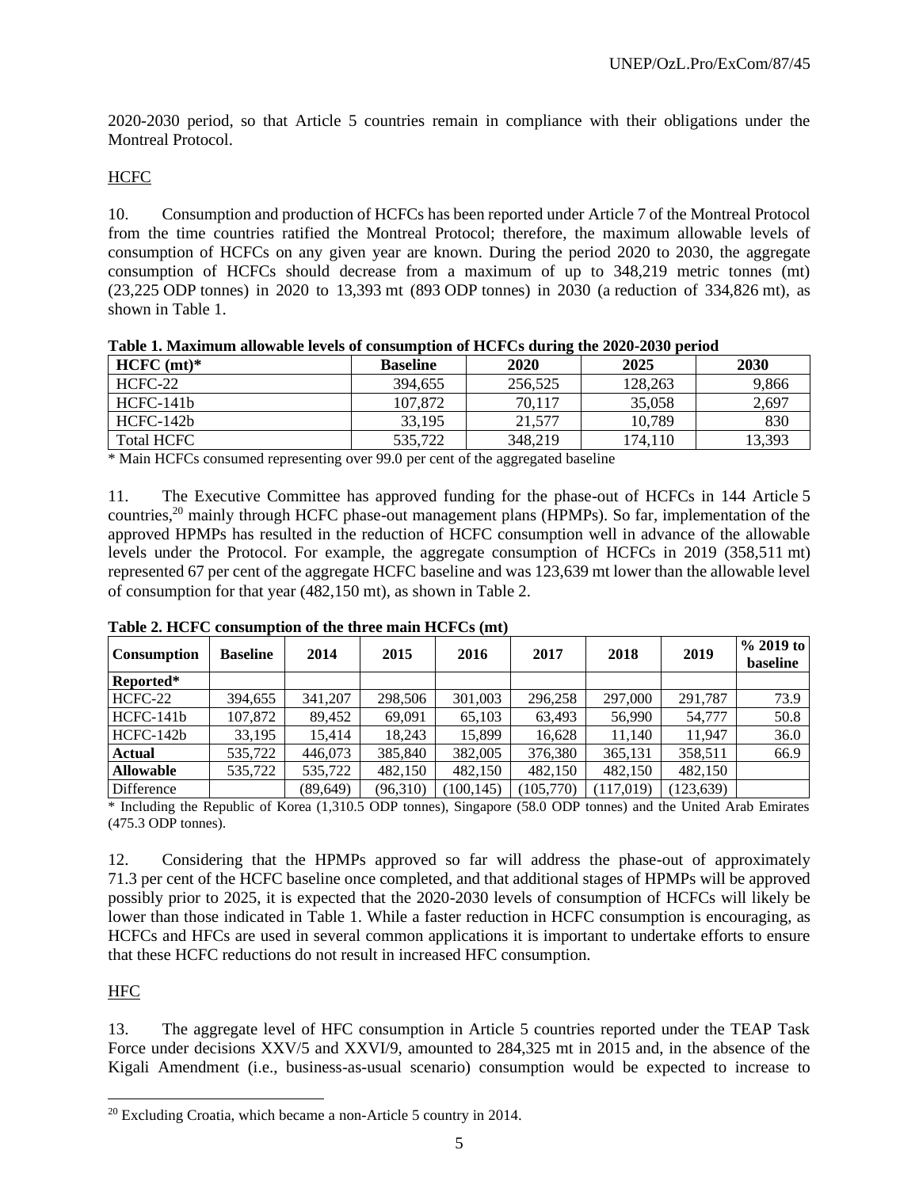2020-2030 period, so that Article 5 countries remain in compliance with their obligations under the Montreal Protocol.

HCFC

10. Consumption and production of HCFCs has been reported under Article 7 of the Montreal Protocol from the time countries ratified the Montreal Protocol; therefore, the maximum allowable levels of consumption of HCFCs on any given year are known. During the period 2020 to 2030, the aggregate consumption of HCFCs should decrease from a maximum of up to 348,219 metric tonnes (mt) (23,225 ODP tonnes) in 2020 to 13,393 mt (893 ODP tonnes) in 2030 (a reduction of 334,826 mt), as shown in Table 1.

**Table 1. Maximum allowable levels of consumption of HCFCs during the 2020-2030 period**

| HCFC (mt)* | Baseline | 2020 | 2025 | 2030 |
|---|---|---|---|---|
| HCFC-22 | 394,655 | 256,525 | 128,263 | 9,866 |
| HCFC-141b | 107,872 | 70,117 | 35,058 | 2,697 |
| HCFC-142b | 33,195 | 21,577 | 10,789 | 830 |
| Total HCFC | 535,722 | 348,219 | 174,110 | 13,393 |

\* Main HCFCs consumed representing over 99.0 per cent of the aggregated baseline

11. The Executive Committee has approved funding for the phase-out of HCFCs in 144 Article 5 countries,[20] mainly through HCFC phase-out management plans (HPMPs). So far, implementation of the approved HPMPs has resulted in the reduction of HCFC consumption well in advance of the allowable levels under the Protocol. For example, the aggregate consumption of HCFCs in 2019 (358,511 mt) represented 67 per cent of the aggregate HCFC baseline and was 123,639 mt lower than the allowable level of consumption for that year (482,150 mt), as shown in Table 2.

**Table 2. HCFC consumption of the three main HCFCs (mt)**

| Consumption | Baseline | 2014 | 2015 | 2016 | 2017 | 2018 | 2019 | % 2019 to baseline |
|---|---|---|---|---|---|---|---|---|
| **Reported*** | | | | | | | | |
| HCFC-22 | 394,655 | 341,207 | 298,506 | 301,003 | 296,258 | 297,000 | 291,787 | 73.9 |
| HCFC-141b | 107,872 | 89,452 | 69,091 | 65,103 | 63,493 | 56,990 | 54,777 | 50.8 |
| HCFC-142b | 33,195 | 15,414 | 18,243 | 15,899 | 16,628 | 11,140 | 11,947 | 36.0 |
| **Actual** | 535,722 | 446,073 | 385,840 | 382,005 | 376,380 | 365,131 | 358,511 | 66.9 |
| **Allowable** | 535,722 | 535,722 | 482,150 | 482,150 | 482,150 | 482,150 | 482,150 | |
| Difference | | (89,649) | (96,310) | (100,145) | (105,770) | (117,019) | (123,639) | |

\* Including the Republic of Korea (1,310.5 ODP tonnes), Singapore (58.0 ODP tonnes) and the United Arab Emirates (475.3 ODP tonnes).

12. Considering that the HPMPs approved so far will address the phase-out of approximately 71.3 per cent of the HCFC baseline once completed, and that additional stages of HPMPs will be approved possibly prior to 2025, it is expected that the 2020-2030 levels of consumption of HCFCs will likely be lower than those indicated in Table 1. While a faster reduction in HCFC consumption is encouraging, as HCFCs and HFCs are used in several common applications it is important to undertake efforts to ensure that these HCFC reductions do not result in increased HFC consumption.

HFC

13. The aggregate level of HFC consumption in Article 5 countries reported under the TEAP Task Force under decisions XXV/5 and XXVI/9, amounted to 284,325 mt in 2015 and, in the absence of the Kigali Amendment (i.e., business-as-usual scenario) consumption would be expected to increase to

[20] Excluding Croatia, which became a non-Article 5 country in 2014.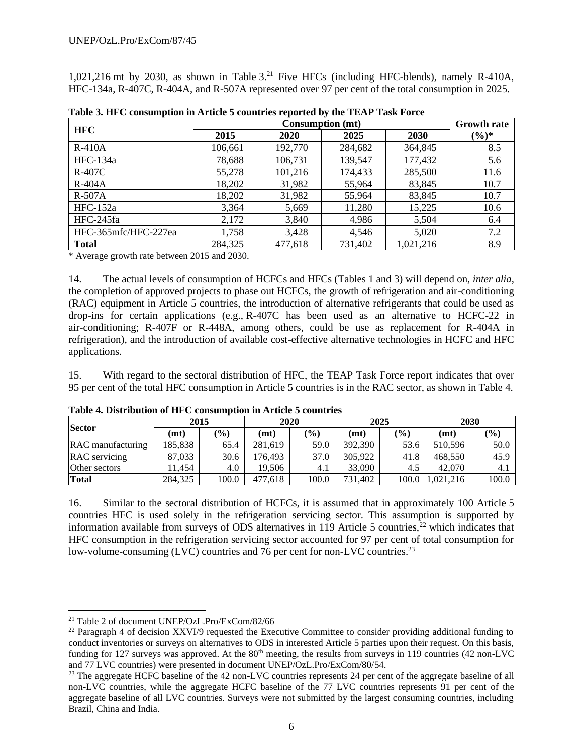1,021,216 mt by 2030, as shown in Table 3.[21] Five HFCs (including HFC-blends), namely R-410A, HFC-134a, R-407C, R-404A, and R-507A represented over 97 per cent of the total consumption in 2025.

**Table 3. HFC consumption in Article 5 countries reported by the TEAP Task Force**

| HFC | Consumption (mt) | | | | Growth rate (%)* |
|---|---|---|---|---|---|
| | 2015 | 2020 | 2025 | 2030 | |
| R-410A | 106,661 | 192,770 | 284,682 | 364,845 | 8.5 |
| HFC-134a | 78,688 | 106,731 | 139,547 | 177,432 | 5.6 |
| R-407C | 55,278 | 101,216 | 174,433 | 285,500 | 11.6 |
| R-404A | 18,202 | 31,982 | 55,964 | 83,845 | 10.7 |
| R-507A | 18,202 | 31,982 | 55,964 | 83,845 | 10.7 |
| HFC-152a | 3,364 | 5,669 | 11,280 | 15,225 | 10.6 |
| HFC-245fa | 2,172 | 3,840 | 4,986 | 5,504 | 6.4 |
| HFC-365mfc/HFC-227ea | 1,758 | 3,428 | 4,546 | 5,020 | 7.2 |
| **Total** | 284,325 | 477,618 | 731,402 | 1,021,216 | 8.9 |

\* Average growth rate between 2015 and 2030.

14. The actual levels of consumption of HCFCs and HFCs (Tables 1 and 3) will depend on, *inter alia*, the completion of approved projects to phase out HCFCs, the growth of refrigeration and air-conditioning (RAC) equipment in Article 5 countries, the introduction of alternative refrigerants that could be used as drop-ins for certain applications (e.g., R-407C has been used as an alternative to HCFC-22 in air-conditioning; R-407F or R-448A, among others, could be use as replacement for R-404A in refrigeration), and the introduction of available cost-effective alternative technologies in HCFC and HFC applications.

15. With regard to the sectoral distribution of HFC, the TEAP Task Force report indicates that over 95 per cent of the total HFC consumption in Article 5 countries is in the RAC sector, as shown in Table 4.

**Table 4. Distribution of HFC consumption in Article 5 countries**

| Sector | 2015 | | 2020 | | 2025 | | 2030 | |
|---|---|---|---|---|---|---|---|---|
| | (mt) | (%) | (mt) | (%) | (mt) | (%) | (mt) | (%) |
| RAC manufacturing | 185,838 | 65.4 | 281,619 | 59.0 | 392,390 | 53.6 | 510,596 | 50.0 |
| RAC servicing | 87,033 | 30.6 | 176,493 | 37.0 | 305,922 | 41.8 | 468,550 | 45.9 |
| Other sectors | 11,454 | 4.0 | 19,506 | 4.1 | 33,090 | 4.5 | 42,070 | 4.1 |
| **Total** | 284,325 | 100.0 | 477,618 | 100.0 | 731,402 | 100.0 | 1,021,216 | 100.0 |

16. Similar to the sectoral distribution of HCFCs, it is assumed that in approximately 100 Article 5 countries HFC is used solely in the refrigeration servicing sector. This assumption is supported by information available from surveys of ODS alternatives in 119 Article 5 countries,[22] which indicates that HFC consumption in the refrigeration servicing sector accounted for 97 per cent of total consumption for low-volume-consuming (LVC) countries and 76 per cent for non-LVC countries.[23]

---

[21] Table 2 of document UNEP/OzL.Pro/ExCom/82/66

[22] Paragraph 4 of decision XXVI/9 requested the Executive Committee to consider providing additional funding to conduct inventories or surveys on alternatives to ODS in interested Article 5 parties upon their request. On this basis, funding for 127 surveys was approved. At the 80th meeting, the results from surveys in 119 countries (42 non-LVC and 77 LVC countries) were presented in document UNEP/OzL.Pro/ExCom/80/54.

[23] The aggregate HCFC baseline of the 42 non-LVC countries represents 24 per cent of the aggregate baseline of all non-LVC countries, while the aggregate HCFC baseline of the 77 LVC countries represents 91 per cent of the aggregate baseline of all LVC countries. Surveys were not submitted by the largest consuming countries, including Brazil, China and India.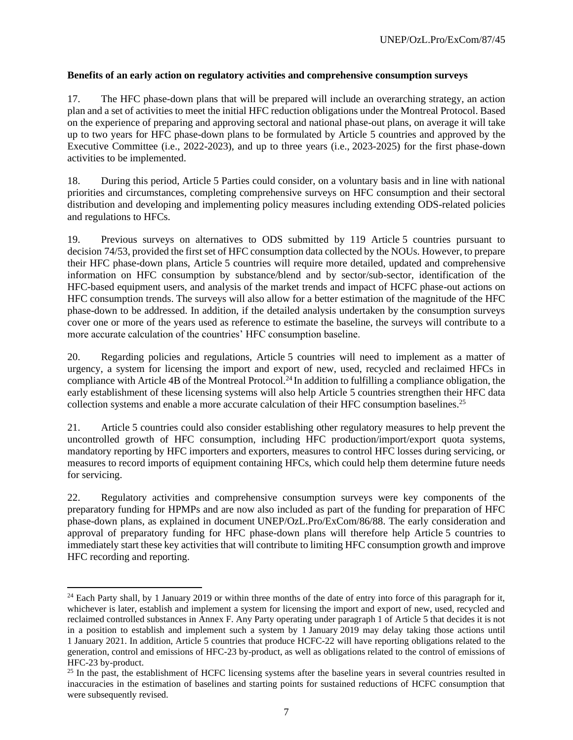**Benefits of an early action on regulatory activities and comprehensive consumption surveys**

17. The HFC phase-down plans that will be prepared will include an overarching strategy, an action plan and a set of activities to meet the initial HFC reduction obligations under the Montreal Protocol. Based on the experience of preparing and approving sectoral and national phase-out plans, on average it will take up to two years for HFC phase-down plans to be formulated by Article 5 countries and approved by the Executive Committee (i.e., 2022-2023), and up to three years (i.e., 2023-2025) for the first phase-down activities to be implemented.

18. During this period, Article 5 Parties could consider, on a voluntary basis and in line with national priorities and circumstances, completing comprehensive surveys on HFC consumption and their sectoral distribution and developing and implementing policy measures including extending ODS-related policies and regulations to HFCs.

19. Previous surveys on alternatives to ODS submitted by 119 Article 5 countries pursuant to decision 74/53, provided the first set of HFC consumption data collected by the NOUs. However, to prepare their HFC phase-down plans, Article 5 countries will require more detailed, updated and comprehensive information on HFC consumption by substance/blend and by sector/sub-sector, identification of the HFC-based equipment users, and analysis of the market trends and impact of HCFC phase-out actions on HFC consumption trends. The surveys will also allow for a better estimation of the magnitude of the HFC phase-down to be addressed. In addition, if the detailed analysis undertaken by the consumption surveys cover one or more of the years used as reference to estimate the baseline, the surveys will contribute to a more accurate calculation of the countries' HFC consumption baseline.

20. Regarding policies and regulations, Article 5 countries will need to implement as a matter of urgency, a system for licensing the import and export of new, used, recycled and reclaimed HFCs in compliance with Article 4B of the Montreal Protocol.[24] In addition to fulfilling a compliance obligation, the early establishment of these licensing systems will also help Article 5 countries strengthen their HFC data collection systems and enable a more accurate calculation of their HFC consumption baselines.[25]

21. Article 5 countries could also consider establishing other regulatory measures to help prevent the uncontrolled growth of HFC consumption, including HFC production/import/export quota systems, mandatory reporting by HFC importers and exporters, measures to control HFC losses during servicing, or measures to record imports of equipment containing HFCs, which could help them determine future needs for servicing.

22. Regulatory activities and comprehensive consumption surveys were key components of the preparatory funding for HPMPs and are now also included as part of the funding for preparation of HFC phase-down plans, as explained in document UNEP/OzL.Pro/ExCom/86/88. The early consideration and approval of preparatory funding for HFC phase-down plans will therefore help Article 5 countries to immediately start these key activities that will contribute to limiting HFC consumption growth and improve HFC recording and reporting.

---

[24] Each Party shall, by 1 January 2019 or within three months of the date of entry into force of this paragraph for it, whichever is later, establish and implement a system for licensing the import and export of new, used, recycled and reclaimed controlled substances in Annex F. Any Party operating under paragraph 1 of Article 5 that decides it is not in a position to establish and implement such a system by 1 January 2019 may delay taking those actions until 1 January 2021. In addition, Article 5 countries that produce HCFC-22 will have reporting obligations related to the generation, control and emissions of HFC-23 by-product, as well as obligations related to the control of emissions of HFC-23 by-product.

[25] In the past, the establishment of HCFC licensing systems after the baseline years in several countries resulted in inaccuracies in the estimation of baselines and starting points for sustained reductions of HCFC consumption that were subsequently revised.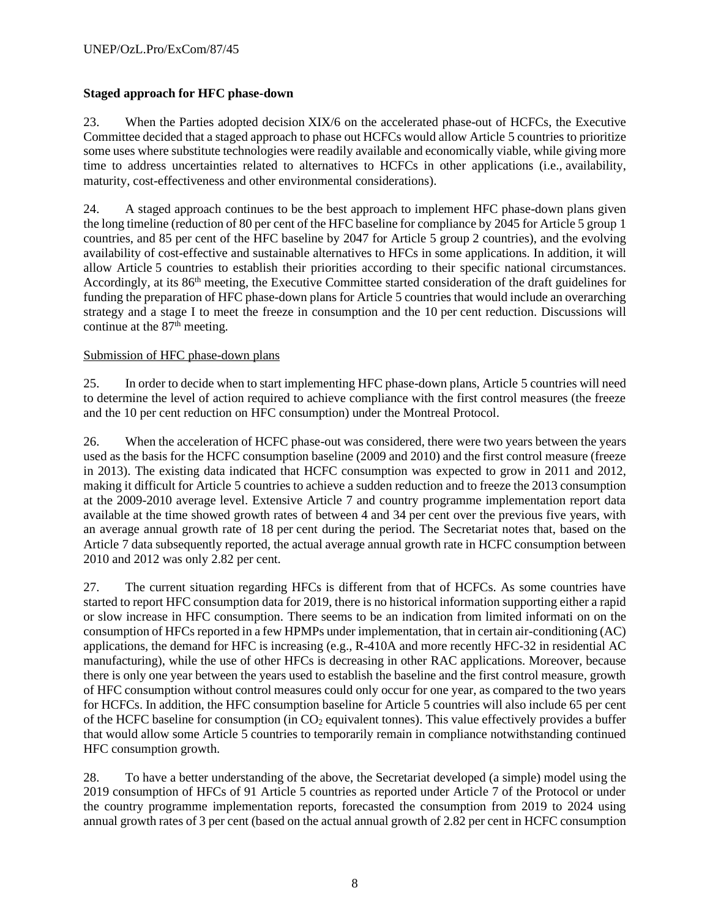**Staged approach for HFC phase-down**

23. When the Parties adopted decision XIX/6 on the accelerated phase-out of HCFCs, the Executive Committee decided that a staged approach to phase out HCFCs would allow Article 5 countries to prioritize some uses where substitute technologies were readily available and economically viable, while giving more time to address uncertainties related to alternatives to HCFCs in other applications (i.e., availability, maturity, cost-effectiveness and other environmental considerations).

24. A staged approach continues to be the best approach to implement HFC phase-down plans given the long timeline (reduction of 80 per cent of the HFC baseline for compliance by 2045 for Article 5 group 1 countries, and 85 per cent of the HFC baseline by 2047 for Article 5 group 2 countries), and the evolving availability of cost-effective and sustainable alternatives to HFCs in some applications. In addition, it will allow Article 5 countries to establish their priorities according to their specific national circumstances. Accordingly, at its 86th meeting, the Executive Committee started consideration of the draft guidelines for funding the preparation of HFC phase-down plans for Article 5 countries that would include an overarching strategy and a stage I to meet the freeze in consumption and the 10 per cent reduction. Discussions will continue at the 87th meeting.

Submission of HFC phase-down plans

25. In order to decide when to start implementing HFC phase-down plans, Article 5 countries will need to determine the level of action required to achieve compliance with the first control measures (the freeze and the 10 per cent reduction on HFC consumption) under the Montreal Protocol.

26. When the acceleration of HCFC phase-out was considered, there were two years between the years used as the basis for the HCFC consumption baseline (2009 and 2010) and the first control measure (freeze in 2013). The existing data indicated that HCFC consumption was expected to grow in 2011 and 2012, making it difficult for Article 5 countries to achieve a sudden reduction and to freeze the 2013 consumption at the 2009-2010 average level. Extensive Article 7 and country programme implementation report data available at the time showed growth rates of between 4 and 34 per cent over the previous five years, with an average annual growth rate of 18 per cent during the period. The Secretariat notes that, based on the Article 7 data subsequently reported, the actual average annual growth rate in HCFC consumption between 2010 and 2012 was only 2.82 per cent.

27. The current situation regarding HFCs is different from that of HCFCs. As some countries have started to report HFC consumption data for 2019, there is no historical information supporting either a rapid or slow increase in HFC consumption. There seems to be an indication from limited informati on on the consumption of HFCs reported in a few HPMPs under implementation, that in certain air-conditioning (AC) applications, the demand for HFC is increasing (e.g., R-410A and more recently HFC-32 in residential AC manufacturing), while the use of other HFCs is decreasing in other RAC applications. Moreover, because there is only one year between the years used to establish the baseline and the first control measure, growth of HFC consumption without control measures could only occur for one year, as compared to the two years for HCFCs. In addition, the HFC consumption baseline for Article 5 countries will also include 65 per cent of the HCFC baseline for consumption (in $CO_2$ equivalent tonnes). This value effectively provides a buffer that would allow some Article 5 countries to temporarily remain in compliance notwithstanding continued HFC consumption growth.

28. To have a better understanding of the above, the Secretariat developed (a simple) model using the 2019 consumption of HFCs of 91 Article 5 countries as reported under Article 7 of the Protocol or under the country programme implementation reports, forecasted the consumption from 2019 to 2024 using annual growth rates of 3 per cent (based on the actual annual growth of 2.82 per cent in HCFC consumption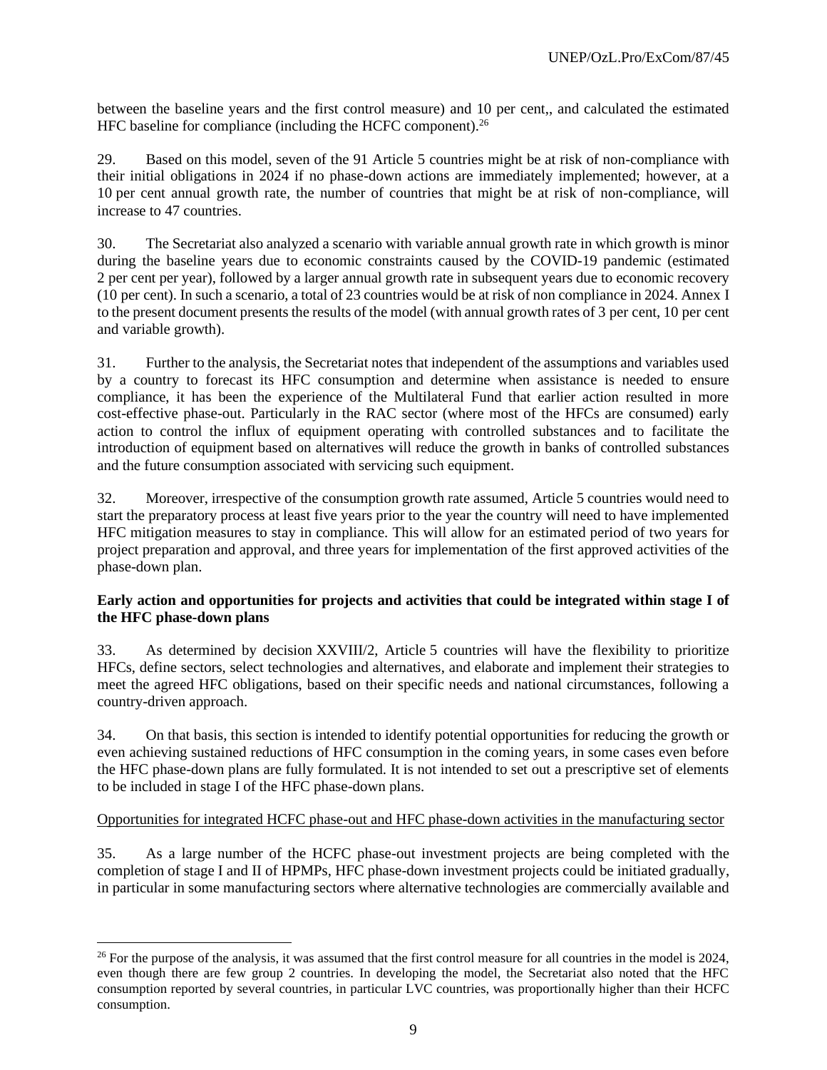between the baseline years and the first control measure) and 10 per cent,, and calculated the estimated HFC baseline for compliance (including the HCFC component).[26]

29. Based on this model, seven of the 91 Article 5 countries might be at risk of non-compliance with their initial obligations in 2024 if no phase-down actions are immediately implemented; however, at a 10 per cent annual growth rate, the number of countries that might be at risk of non-compliance, will increase to 47 countries.

30. The Secretariat also analyzed a scenario with variable annual growth rate in which growth is minor during the baseline years due to economic constraints caused by the COVID-19 pandemic (estimated 2 per cent per year), followed by a larger annual growth rate in subsequent years due to economic recovery (10 per cent). In such a scenario, a total of 23 countries would be at risk of non compliance in 2024. Annex I to the present document presents the results of the model (with annual growth rates of 3 per cent, 10 per cent and variable growth).

31. Further to the analysis, the Secretariat notes that independent of the assumptions and variables used by a country to forecast its HFC consumption and determine when assistance is needed to ensure compliance, it has been the experience of the Multilateral Fund that earlier action resulted in more cost-effective phase-out. Particularly in the RAC sector (where most of the HFCs are consumed) early action to control the influx of equipment operating with controlled substances and to facilitate the introduction of equipment based on alternatives will reduce the growth in banks of controlled substances and the future consumption associated with servicing such equipment.

32. Moreover, irrespective of the consumption growth rate assumed, Article 5 countries would need to start the preparatory process at least five years prior to the year the country will need to have implemented HFC mitigation measures to stay in compliance. This will allow for an estimated period of two years for project preparation and approval, and three years for implementation of the first approved activities of the phase-down plan.

**Early action and opportunities for projects and activities that could be integrated within stage I of the HFC phase-down plans**

33. As determined by decision XXVIII/2, Article 5 countries will have the flexibility to prioritize HFCs, define sectors, select technologies and alternatives, and elaborate and implement their strategies to meet the agreed HFC obligations, based on their specific needs and national circumstances, following a country-driven approach.

34. On that basis, this section is intended to identify potential opportunities for reducing the growth or even achieving sustained reductions of HFC consumption in the coming years, in some cases even before the HFC phase-down plans are fully formulated. It is not intended to set out a prescriptive set of elements to be included in stage I of the HFC phase-down plans.

<u>Opportunities for integrated HCFC phase-out and HFC phase-down activities in the manufacturing sector</u>

35. As a large number of the HCFC phase-out investment projects are being completed with the completion of stage I and II of HPMPs, HFC phase-down investment projects could be initiated gradually, in particular in some manufacturing sectors where alternative technologies are commercially available and

---

[26] For the purpose of the analysis, it was assumed that the first control measure for all countries in the model is 2024, even though there are few group 2 countries. In developing the model, the Secretariat also noted that the HFC consumption reported by several countries, in particular LVC countries, was proportionally higher than their HCFC consumption.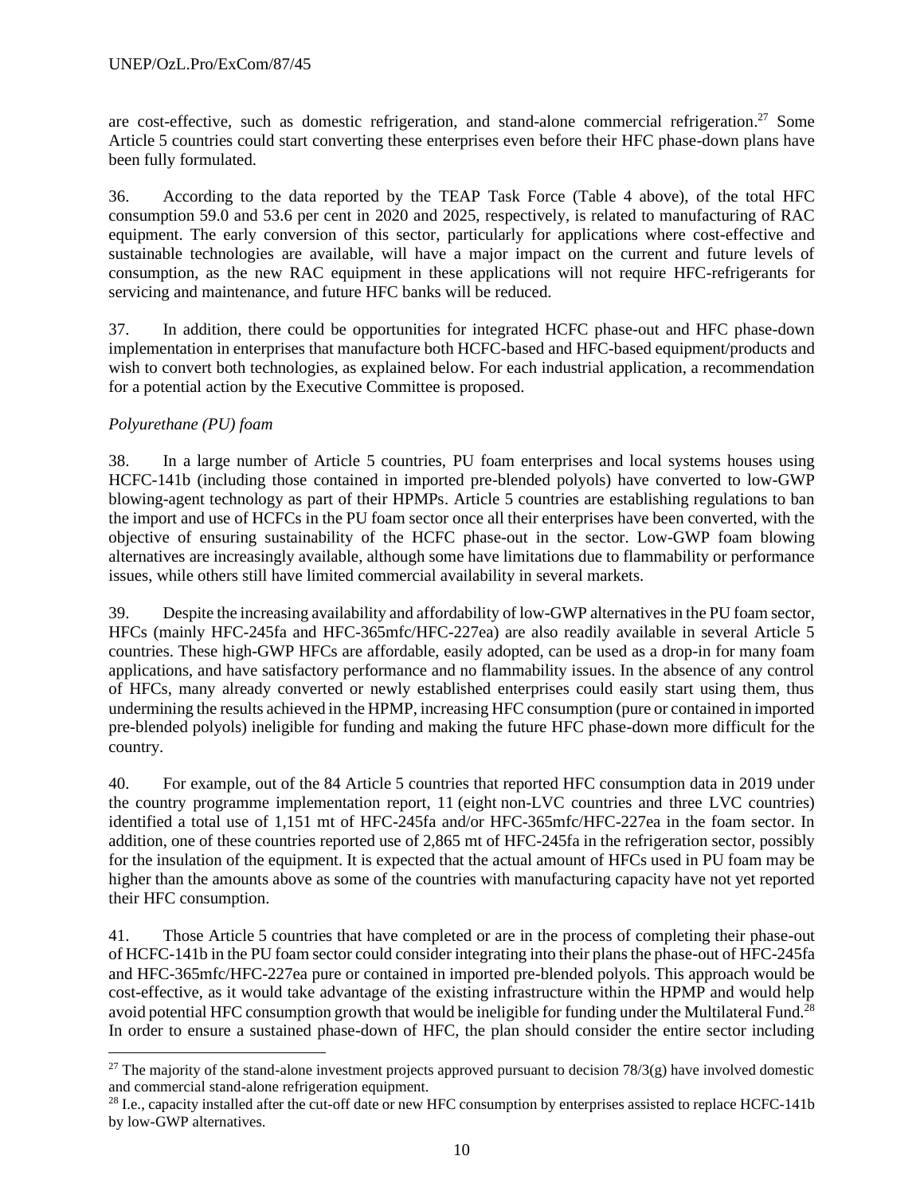are cost-effective, such as domestic refrigeration, and stand-alone commercial refrigeration.[27] Some Article 5 countries could start converting these enterprises even before their HFC phase-down plans have been fully formulated.

36. According to the data reported by the TEAP Task Force (Table 4 above), of the total HFC consumption 59.0 and 53.6 per cent in 2020 and 2025, respectively, is related to manufacturing of RAC equipment. The early conversion of this sector, particularly for applications where cost-effective and sustainable technologies are available, will have a major impact on the current and future levels of consumption, as the new RAC equipment in these applications will not require HFC-refrigerants for servicing and maintenance, and future HFC banks will be reduced.

37. In addition, there could be opportunities for integrated HCFC phase-out and HFC phase-down implementation in enterprises that manufacture both HCFC-based and HFC-based equipment/products and wish to convert both technologies, as explained below. For each industrial application, a recommendation for a potential action by the Executive Committee is proposed.

*Polyurethane (PU) foam*

38. In a large number of Article 5 countries, PU foam enterprises and local systems houses using HCFC-141b (including those contained in imported pre-blended polyols) have converted to low-GWP blowing-agent technology as part of their HPMPs. Article 5 countries are establishing regulations to ban the import and use of HCFCs in the PU foam sector once all their enterprises have been converted, with the objective of ensuring sustainability of the HCFC phase-out in the sector. Low-GWP foam blowing alternatives are increasingly available, although some have limitations due to flammability or performance issues, while others still have limited commercial availability in several markets.

39. Despite the increasing availability and affordability of low-GWP alternatives in the PU foam sector, HFCs (mainly HFC-245fa and HFC-365mfc/HFC-227ea) are also readily available in several Article 5 countries. These high-GWP HFCs are affordable, easily adopted, can be used as a drop-in for many foam applications, and have satisfactory performance and no flammability issues. In the absence of any control of HFCs, many already converted or newly established enterprises could easily start using them, thus undermining the results achieved in the HPMP, increasing HFC consumption (pure or contained in imported pre-blended polyols) ineligible for funding and making the future HFC phase-down more difficult for the country.

40. For example, out of the 84 Article 5 countries that reported HFC consumption data in 2019 under the country programme implementation report, 11 (eight non-LVC countries and three LVC countries) identified a total use of 1,151 mt of HFC-245fa and/or HFC-365mfc/HFC-227ea in the foam sector. In addition, one of these countries reported use of 2,865 mt of HFC-245fa in the refrigeration sector, possibly for the insulation of the equipment. It is expected that the actual amount of HFCs used in PU foam may be higher than the amounts above as some of the countries with manufacturing capacity have not yet reported their HFC consumption.

41. Those Article 5 countries that have completed or are in the process of completing their phase-out of HCFC-141b in the PU foam sector could consider integrating into their plans the phase-out of HFC-245fa and HFC-365mfc/HFC-227ea pure or contained in imported pre-blended polyols. This approach would be cost-effective, as it would take advantage of the existing infrastructure within the HPMP and would help avoid potential HFC consumption growth that would be ineligible for funding under the Multilateral Fund.[28] In order to ensure a sustained phase-down of HFC, the plan should consider the entire sector including

---

[27] The majority of the stand-alone investment projects approved pursuant to decision 78/3(g) have involved domestic and commercial stand-alone refrigeration equipment.

[28] I.e., capacity installed after the cut-off date or new HFC consumption by enterprises assisted to replace HCFC-141b by low-GWP alternatives.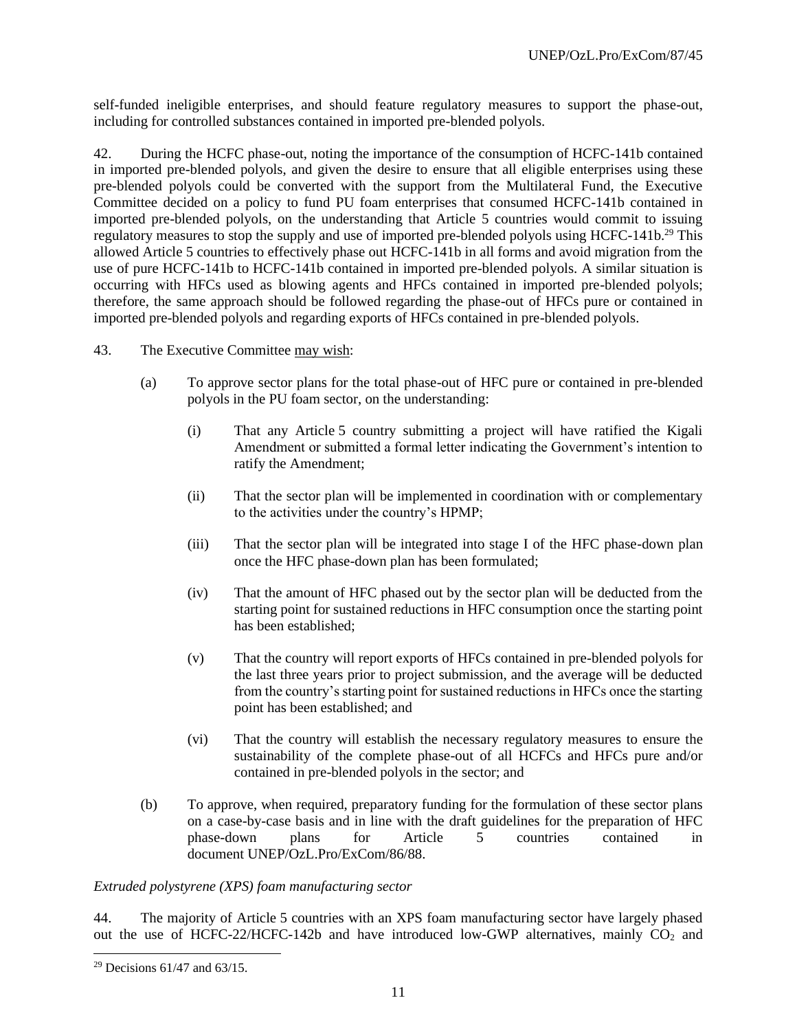self-funded ineligible enterprises, and should feature regulatory measures to support the phase-out, including for controlled substances contained in imported pre-blended polyols.

42. During the HCFC phase-out, noting the importance of the consumption of HCFC-141b contained in imported pre-blended polyols, and given the desire to ensure that all eligible enterprises using these pre-blended polyols could be converted with the support from the Multilateral Fund, the Executive Committee decided on a policy to fund PU foam enterprises that consumed HCFC-141b contained in imported pre-blended polyols, on the understanding that Article 5 countries would commit to issuing regulatory measures to stop the supply and use of imported pre-blended polyols using HCFC-141b.[29] This allowed Article 5 countries to effectively phase out HCFC-141b in all forms and avoid migration from the use of pure HCFC-141b to HCFC-141b contained in imported pre-blended polyols. A similar situation is occurring with HFCs used as blowing agents and HFCs contained in imported pre-blended polyols; therefore, the same approach should be followed regarding the phase-out of HFCs pure or contained in imported pre-blended polyols and regarding exports of HFCs contained in pre-blended polyols.

43. The Executive Committee may wish:

(a) To approve sector plans for the total phase-out of HFC pure or contained in pre-blended polyols in the PU foam sector, on the understanding:

   (i) That any Article 5 country submitting a project will have ratified the Kigali Amendment or submitted a formal letter indicating the Government's intention to ratify the Amendment;

   (ii) That the sector plan will be implemented in coordination with or complementary to the activities under the country's HPMP;

   (iii) That the sector plan will be integrated into stage I of the HFC phase-down plan once the HFC phase-down plan has been formulated;

   (iv) That the amount of HFC phased out by the sector plan will be deducted from the starting point for sustained reductions in HFC consumption once the starting point has been established;

   (v) That the country will report exports of HFCs contained in pre-blended polyols for the last three years prior to project submission, and the average will be deducted from the country's starting point for sustained reductions in HFCs once the starting point has been established; and

   (vi) That the country will establish the necessary regulatory measures to ensure the sustainability of the complete phase-out of all HCFCs and HFCs pure and/or contained in pre-blended polyols in the sector; and

(b) To approve, when required, preparatory funding for the formulation of these sector plans on a case-by-case basis and in line with the draft guidelines for the preparation of HFC phase-down plans for Article 5 countries contained in document UNEP/OzL.Pro/ExCom/86/88.

*Extruded polystyrene (XPS) foam manufacturing sector*

44. The majority of Article 5 countries with an XPS foam manufacturing sector have largely phased out the use of HCFC-22/HCFC-142b and have introduced low-GWP alternatives, mainly $CO_2$ and

[29] Decisions 61/47 and 63/15.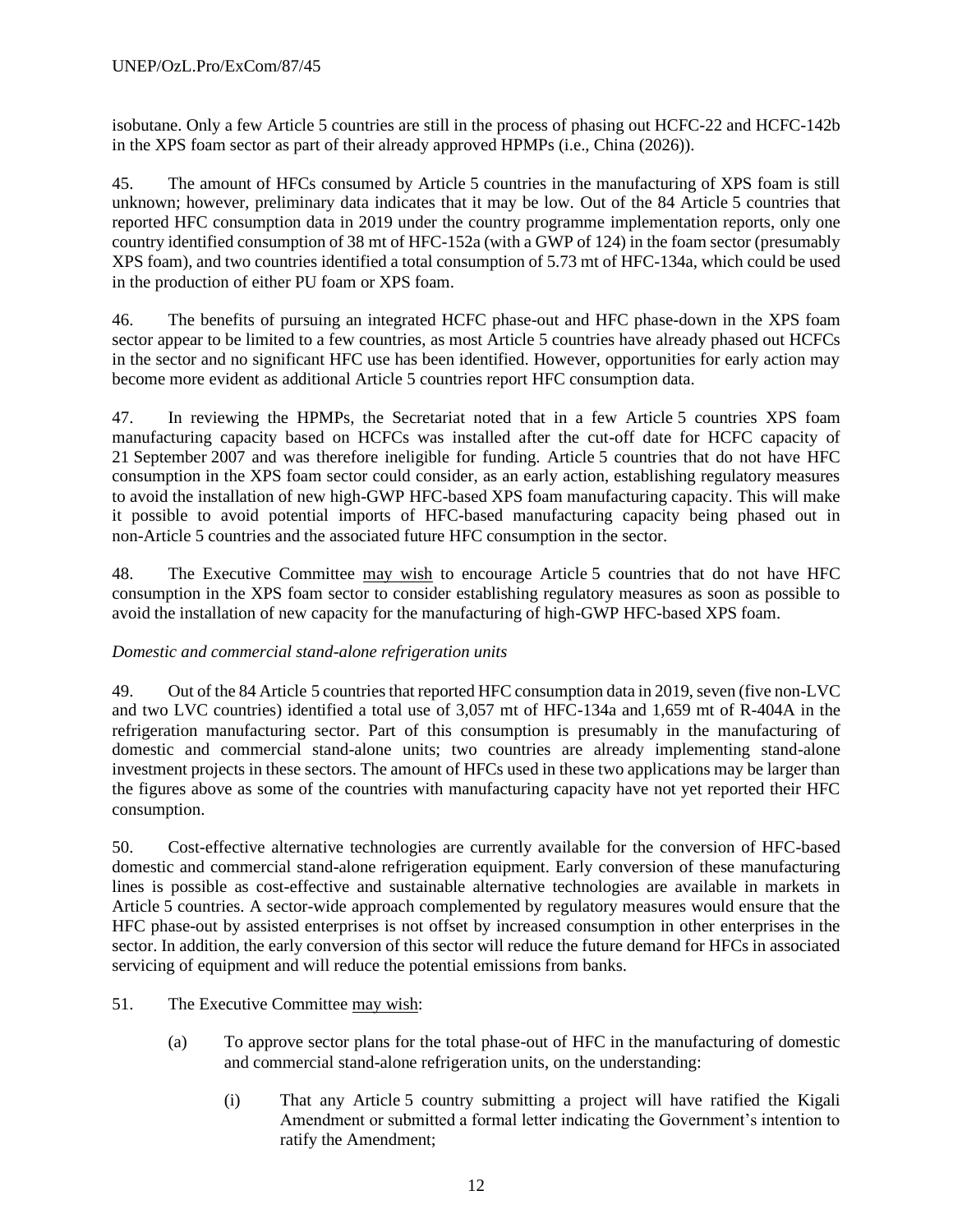isobutane. Only a few Article 5 countries are still in the process of phasing out HCFC-22 and HCFC-142b in the XPS foam sector as part of their already approved HPMPs (i.e., China (2026)).

45. The amount of HFCs consumed by Article 5 countries in the manufacturing of XPS foam is still unknown; however, preliminary data indicates that it may be low. Out of the 84 Article 5 countries that reported HFC consumption data in 2019 under the country programme implementation reports, only one country identified consumption of 38 mt of HFC-152a (with a GWP of 124) in the foam sector (presumably XPS foam), and two countries identified a total consumption of 5.73 mt of HFC-134a, which could be used in the production of either PU foam or XPS foam.

46. The benefits of pursuing an integrated HCFC phase-out and HFC phase-down in the XPS foam sector appear to be limited to a few countries, as most Article 5 countries have already phased out HCFCs in the sector and no significant HFC use has been identified. However, opportunities for early action may become more evident as additional Article 5 countries report HFC consumption data.

47. In reviewing the HPMPs, the Secretariat noted that in a few Article 5 countries XPS foam manufacturing capacity based on HCFCs was installed after the cut-off date for HCFC capacity of 21 September 2007 and was therefore ineligible for funding. Article 5 countries that do not have HFC consumption in the XPS foam sector could consider, as an early action, establishing regulatory measures to avoid the installation of new high-GWP HFC-based XPS foam manufacturing capacity. This will make it possible to avoid potential imports of HFC-based manufacturing capacity being phased out in non-Article 5 countries and the associated future HFC consumption in the sector.

48. The Executive Committee may wish to encourage Article 5 countries that do not have HFC consumption in the XPS foam sector to consider establishing regulatory measures as soon as possible to avoid the installation of new capacity for the manufacturing of high-GWP HFC-based XPS foam.

*Domestic and commercial stand-alone refrigeration units*

49. Out of the 84 Article 5 countries that reported HFC consumption data in 2019, seven (five non-LVC and two LVC countries) identified a total use of 3,057 mt of HFC-134a and 1,659 mt of R-404A in the refrigeration manufacturing sector. Part of this consumption is presumably in the manufacturing of domestic and commercial stand-alone units; two countries are already implementing stand-alone investment projects in these sectors. The amount of HFCs used in these two applications may be larger than the figures above as some of the countries with manufacturing capacity have not yet reported their HFC consumption.

50. Cost-effective alternative technologies are currently available for the conversion of HFC-based domestic and commercial stand-alone refrigeration equipment. Early conversion of these manufacturing lines is possible as cost-effective and sustainable alternative technologies are available in markets in Article 5 countries. A sector-wide approach complemented by regulatory measures would ensure that the HFC phase-out by assisted enterprises is not offset by increased consumption in other enterprises in the sector. In addition, the early conversion of this sector will reduce the future demand for HFCs in associated servicing of equipment and will reduce the potential emissions from banks.

51. The Executive Committee may wish:

(a) To approve sector plans for the total phase-out of HFC in the manufacturing of domestic and commercial stand-alone refrigeration units, on the understanding:

(i) That any Article 5 country submitting a project will have ratified the Kigali Amendment or submitted a formal letter indicating the Government's intention to ratify the Amendment;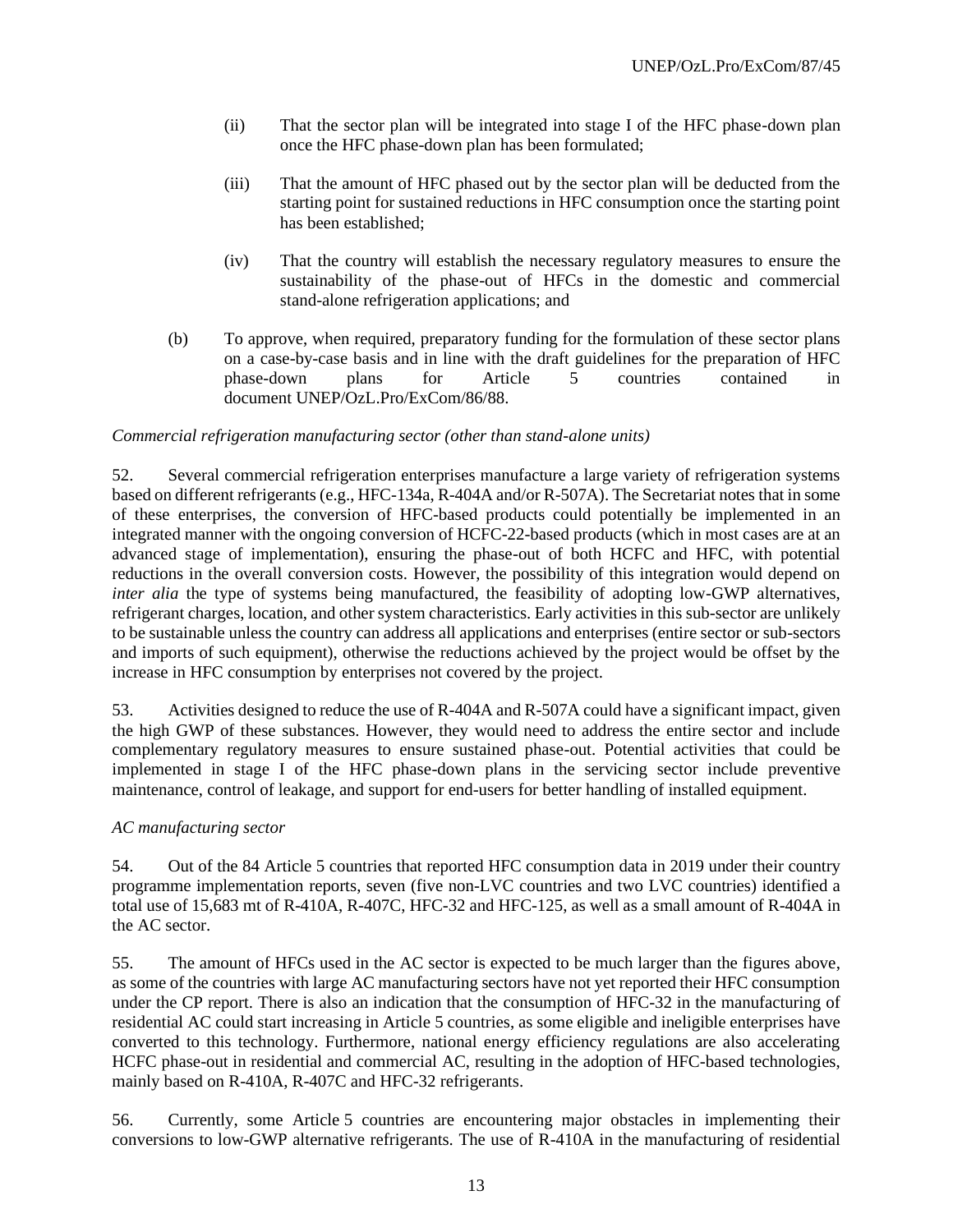(ii) That the sector plan will be integrated into stage I of the HFC phase-down plan once the HFC phase-down plan has been formulated;

(iii) That the amount of HFC phased out by the sector plan will be deducted from the starting point for sustained reductions in HFC consumption once the starting point has been established;

(iv) That the country will establish the necessary regulatory measures to ensure the sustainability of the phase-out of HFCs in the domestic and commercial stand-alone refrigeration applications; and

(b) To approve, when required, preparatory funding for the formulation of these sector plans on a case-by-case basis and in line with the draft guidelines for the preparation of HFC phase-down plans for Article 5 countries contained in document UNEP/OzL.Pro/ExCom/86/88.

*Commercial refrigeration manufacturing sector (other than stand-alone units)*

52. Several commercial refrigeration enterprises manufacture a large variety of refrigeration systems based on different refrigerants (e.g., HFC-134a, R-404A and/or R-507A). The Secretariat notes that in some of these enterprises, the conversion of HFC-based products could potentially be implemented in an integrated manner with the ongoing conversion of HCFC-22-based products (which in most cases are at an advanced stage of implementation), ensuring the phase-out of both HCFC and HFC, with potential reductions in the overall conversion costs. However, the possibility of this integration would depend on *inter alia* the type of systems being manufactured, the feasibility of adopting low-GWP alternatives, refrigerant charges, location, and other system characteristics. Early activities in this sub-sector are unlikely to be sustainable unless the country can address all applications and enterprises (entire sector or sub-sectors and imports of such equipment), otherwise the reductions achieved by the project would be offset by the increase in HFC consumption by enterprises not covered by the project.

53. Activities designed to reduce the use of R-404A and R-507A could have a significant impact, given the high GWP of these substances. However, they would need to address the entire sector and include complementary regulatory measures to ensure sustained phase-out. Potential activities that could be implemented in stage I of the HFC phase-down plans in the servicing sector include preventive maintenance, control of leakage, and support for end-users for better handling of installed equipment.

*AC manufacturing sector*

54. Out of the 84 Article 5 countries that reported HFC consumption data in 2019 under their country programme implementation reports, seven (five non-LVC countries and two LVC countries) identified a total use of 15,683 mt of R-410A, R-407C, HFC-32 and HFC-125, as well as a small amount of R-404A in the AC sector.

55. The amount of HFCs used in the AC sector is expected to be much larger than the figures above, as some of the countries with large AC manufacturing sectors have not yet reported their HFC consumption under the CP report. There is also an indication that the consumption of HFC-32 in the manufacturing of residential AC could start increasing in Article 5 countries, as some eligible and ineligible enterprises have converted to this technology. Furthermore, national energy efficiency regulations are also accelerating HCFC phase-out in residential and commercial AC, resulting in the adoption of HFC-based technologies, mainly based on R-410A, R-407C and HFC-32 refrigerants.

56. Currently, some Article 5 countries are encountering major obstacles in implementing their conversions to low-GWP alternative refrigerants. The use of R-410A in the manufacturing of residential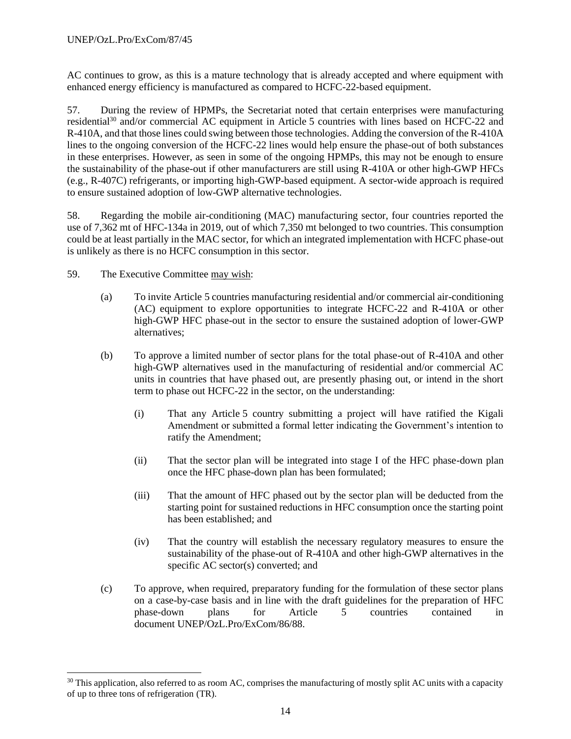AC continues to grow, as this is a mature technology that is already accepted and where equipment with enhanced energy efficiency is manufactured as compared to HCFC-22-based equipment.

57. During the review of HPMPs, the Secretariat noted that certain enterprises were manufacturing residential[30] and/or commercial AC equipment in Article 5 countries with lines based on HCFC-22 and R-410A, and that those lines could swing between those technologies. Adding the conversion of the R-410A lines to the ongoing conversion of the HCFC-22 lines would help ensure the phase-out of both substances in these enterprises. However, as seen in some of the ongoing HPMPs, this may not be enough to ensure the sustainability of the phase-out if other manufacturers are still using R-410A or other high-GWP HFCs (e.g., R-407C) refrigerants, or importing high-GWP-based equipment. A sector-wide approach is required to ensure sustained adoption of low-GWP alternative technologies.

58. Regarding the mobile air-conditioning (MAC) manufacturing sector, four countries reported the use of 7,362 mt of HFC-134a in 2019, out of which 7,350 mt belonged to two countries. This consumption could be at least partially in the MAC sector, for which an integrated implementation with HCFC phase-out is unlikely as there is no HCFC consumption in this sector.

59. The Executive Committee may wish:

(a) To invite Article 5 countries manufacturing residential and/or commercial air-conditioning (AC) equipment to explore opportunities to integrate HCFC-22 and R-410A or other high-GWP HFC phase-out in the sector to ensure the sustained adoption of lower-GWP alternatives;

(b) To approve a limited number of sector plans for the total phase-out of R-410A and other high-GWP alternatives used in the manufacturing of residential and/or commercial AC units in countries that have phased out, are presently phasing out, or intend in the short term to phase out HCFC-22 in the sector, on the understanding:

    (i) That any Article 5 country submitting a project will have ratified the Kigali Amendment or submitted a formal letter indicating the Government's intention to ratify the Amendment;

    (ii) That the sector plan will be integrated into stage I of the HFC phase-down plan once the HFC phase-down plan has been formulated;

    (iii) That the amount of HFC phased out by the sector plan will be deducted from the starting point for sustained reductions in HFC consumption once the starting point has been established; and

    (iv) That the country will establish the necessary regulatory measures to ensure the sustainability of the phase-out of R-410A and other high-GWP alternatives in the specific AC sector(s) converted; and

(c) To approve, when required, preparatory funding for the formulation of these sector plans on a case-by-case basis and in line with the draft guidelines for the preparation of HFC phase-down plans for Article 5 countries contained in document UNEP/OzL.Pro/ExCom/86/88.

---

[30] This application, also referred to as room AC, comprises the manufacturing of mostly split AC units with a capacity of up to three tons of refrigeration (TR).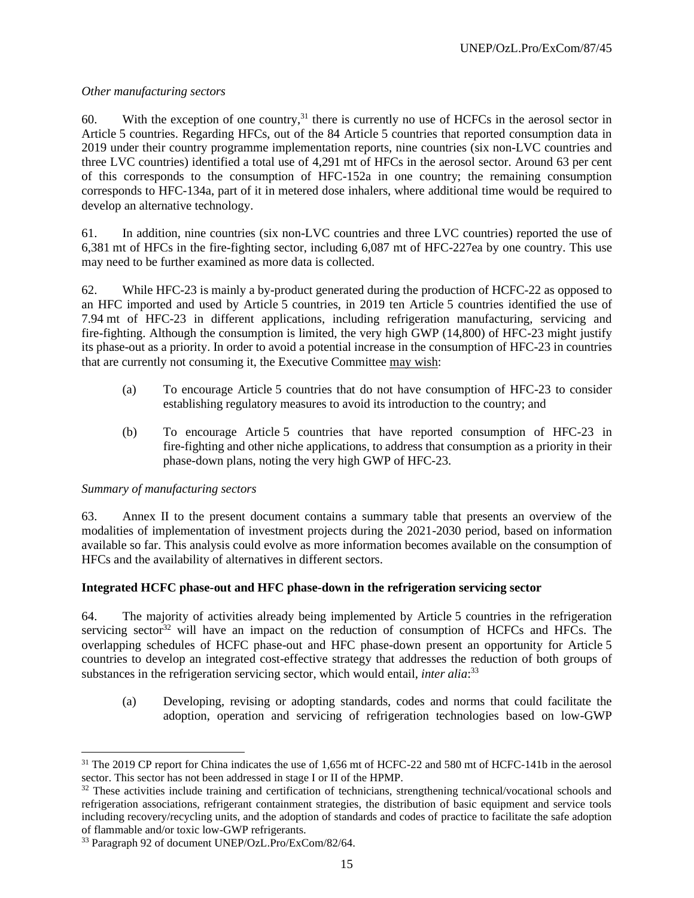*Other manufacturing sectors*

60. With the exception of one country,[31] there is currently no use of HCFCs in the aerosol sector in Article 5 countries. Regarding HFCs, out of the 84 Article 5 countries that reported consumption data in 2019 under their country programme implementation reports, nine countries (six non-LVC countries and three LVC countries) identified a total use of 4,291 mt of HFCs in the aerosol sector. Around 63 per cent of this corresponds to the consumption of HFC-152a in one country; the remaining consumption corresponds to HFC-134a, part of it in metered dose inhalers, where additional time would be required to develop an alternative technology.

61. In addition, nine countries (six non-LVC countries and three LVC countries) reported the use of 6,381 mt of HFCs in the fire-fighting sector, including 6,087 mt of HFC-227ea by one country. This use may need to be further examined as more data is collected.

62. While HFC-23 is mainly a by-product generated during the production of HCFC-22 as opposed to an HFC imported and used by Article 5 countries, in 2019 ten Article 5 countries identified the use of 7.94 mt of HFC-23 in different applications, including refrigeration manufacturing, servicing and fire-fighting. Although the consumption is limited, the very high GWP (14,800) of HFC-23 might justify its phase-out as a priority. In order to avoid a potential increase in the consumption of HFC-23 in countries that are currently not consuming it, the Executive Committee may wish:

(a) To encourage Article 5 countries that do not have consumption of HFC-23 to consider establishing regulatory measures to avoid its introduction to the country; and

(b) To encourage Article 5 countries that have reported consumption of HFC-23 in fire-fighting and other niche applications, to address that consumption as a priority in their phase-down plans, noting the very high GWP of HFC-23.

*Summary of manufacturing sectors*

63. Annex II to the present document contains a summary table that presents an overview of the modalities of implementation of investment projects during the 2021-2030 period, based on information available so far. This analysis could evolve as more information becomes available on the consumption of HFCs and the availability of alternatives in different sectors.

**Integrated HCFC phase-out and HFC phase-down in the refrigeration servicing sector**

64. The majority of activities already being implemented by Article 5 countries in the refrigeration servicing sector[32] will have an impact on the reduction of consumption of HCFCs and HFCs. The overlapping schedules of HCFC phase-out and HFC phase-down present an opportunity for Article 5 countries to develop an integrated cost-effective strategy that addresses the reduction of both groups of substances in the refrigeration servicing sector, which would entail, *inter alia*:[33]

(a) Developing, revising or adopting standards, codes and norms that could facilitate the adoption, operation and servicing of refrigeration technologies based on low-GWP

---

[31] The 2019 CP report for China indicates the use of 1,656 mt of HCFC-22 and 580 mt of HCFC-141b in the aerosol sector. This sector has not been addressed in stage I or II of the HPMP.

[32] These activities include training and certification of technicians, strengthening technical/vocational schools and refrigeration associations, refrigerant containment strategies, the distribution of basic equipment and service tools including recovery/recycling units, and the adoption of standards and codes of practice to facilitate the safe adoption of flammable and/or toxic low-GWP refrigerants.

[33] Paragraph 92 of document UNEP/OzL.Pro/ExCom/82/64.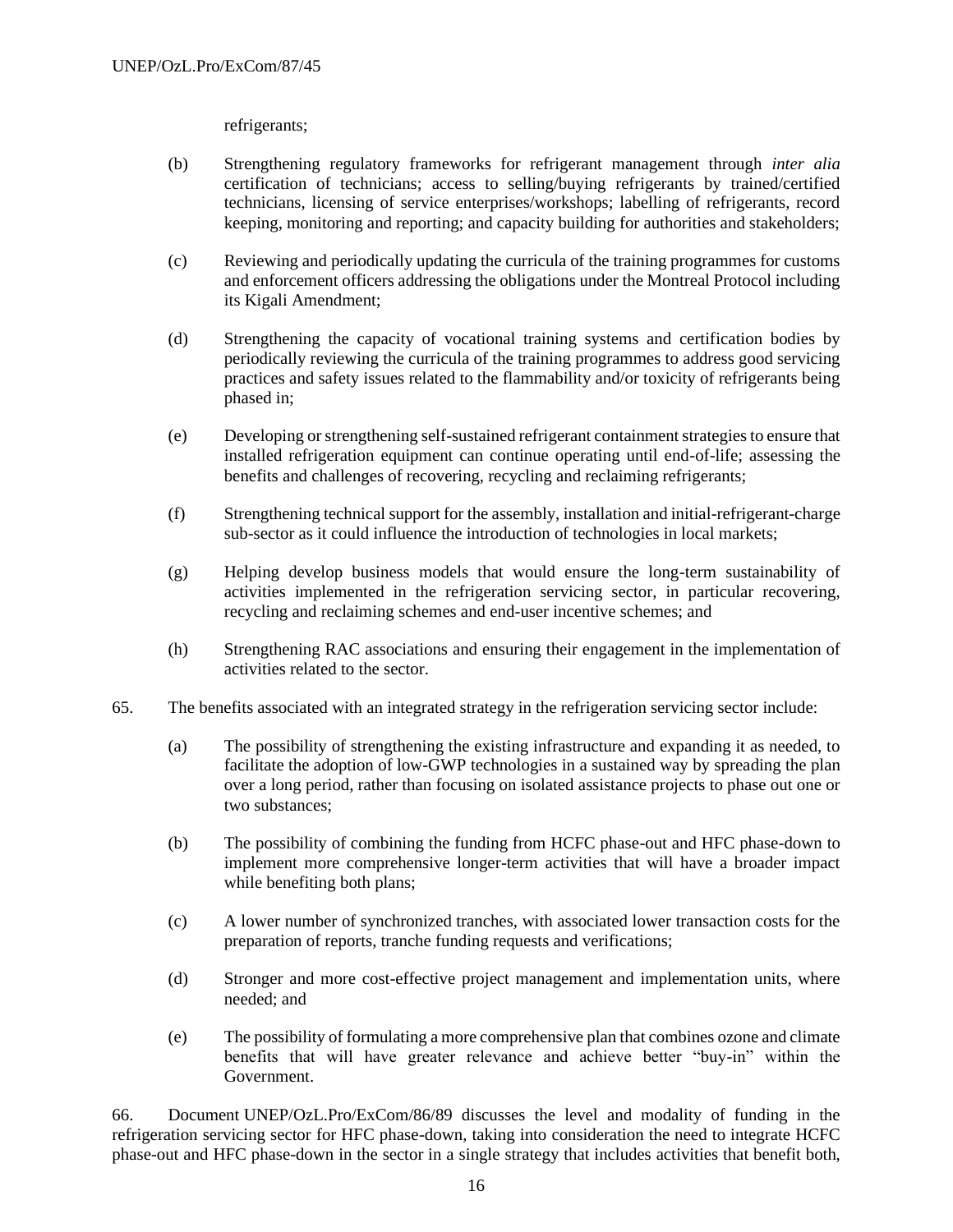refrigerants;

(b) Strengthening regulatory frameworks for refrigerant management through *inter alia* certification of technicians; access to selling/buying refrigerants by trained/certified technicians, licensing of service enterprises/workshops; labelling of refrigerants, record keeping, monitoring and reporting; and capacity building for authorities and stakeholders;

(c) Reviewing and periodically updating the curricula of the training programmes for customs and enforcement officers addressing the obligations under the Montreal Protocol including its Kigali Amendment;

(d) Strengthening the capacity of vocational training systems and certification bodies by periodically reviewing the curricula of the training programmes to address good servicing practices and safety issues related to the flammability and/or toxicity of refrigerants being phased in;

(e) Developing or strengthening self-sustained refrigerant containment strategies to ensure that installed refrigeration equipment can continue operating until end-of-life; assessing the benefits and challenges of recovering, recycling and reclaiming refrigerants;

(f) Strengthening technical support for the assembly, installation and initial-refrigerant-charge sub-sector as it could influence the introduction of technologies in local markets;

(g) Helping develop business models that would ensure the long-term sustainability of activities implemented in the refrigeration servicing sector, in particular recovering, recycling and reclaiming schemes and end-user incentive schemes; and

(h) Strengthening RAC associations and ensuring their engagement in the implementation of activities related to the sector.

65. The benefits associated with an integrated strategy in the refrigeration servicing sector include:

(a) The possibility of strengthening the existing infrastructure and expanding it as needed, to facilitate the adoption of low-GWP technologies in a sustained way by spreading the plan over a long period, rather than focusing on isolated assistance projects to phase out one or two substances;

(b) The possibility of combining the funding from HCFC phase-out and HFC phase-down to implement more comprehensive longer-term activities that will have a broader impact while benefiting both plans;

(c) A lower number of synchronized tranches, with associated lower transaction costs for the preparation of reports, tranche funding requests and verifications;

(d) Stronger and more cost-effective project management and implementation units, where needed; and

(e) The possibility of formulating a more comprehensive plan that combines ozone and climate benefits that will have greater relevance and achieve better "buy-in" within the Government.

66. Document UNEP/OzL.Pro/ExCom/86/89 discusses the level and modality of funding in the refrigeration servicing sector for HFC phase-down, taking into consideration the need to integrate HCFC phase-out and HFC phase-down in the sector in a single strategy that includes activities that benefit both,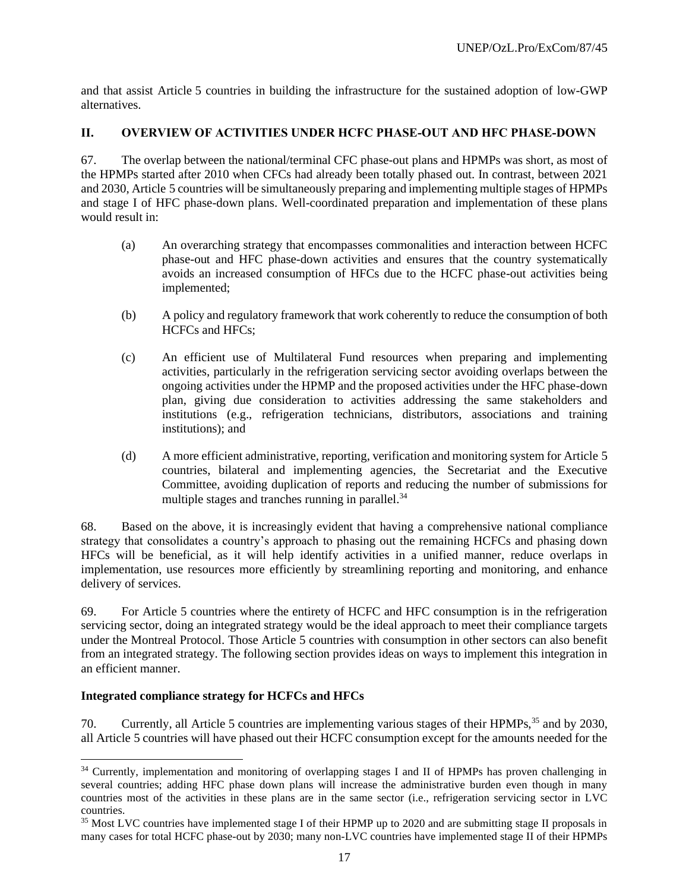and that assist Article 5 countries in building the infrastructure for the sustained adoption of low-GWP alternatives.

## II. OVERVIEW OF ACTIVITIES UNDER HCFC PHASE-OUT AND HFC PHASE-DOWN

67. The overlap between the national/terminal CFC phase-out plans and HPMPs was short, as most of the HPMPs started after 2010 when CFCs had already been totally phased out. In contrast, between 2021 and 2030, Article 5 countries will be simultaneously preparing and implementing multiple stages of HPMPs and stage I of HFC phase-down plans. Well-coordinated preparation and implementation of these plans would result in:

(a) An overarching strategy that encompasses commonalities and interaction between HCFC phase-out and HFC phase-down activities and ensures that the country systematically avoids an increased consumption of HFCs due to the HCFC phase-out activities being implemented;

(b) A policy and regulatory framework that work coherently to reduce the consumption of both HCFCs and HFCs;

(c) An efficient use of Multilateral Fund resources when preparing and implementing activities, particularly in the refrigeration servicing sector avoiding overlaps between the ongoing activities under the HPMP and the proposed activities under the HFC phase-down plan, giving due consideration to activities addressing the same stakeholders and institutions (e.g., refrigeration technicians, distributors, associations and training institutions); and

(d) A more efficient administrative, reporting, verification and monitoring system for Article 5 countries, bilateral and implementing agencies, the Secretariat and the Executive Committee, avoiding duplication of reports and reducing the number of submissions for multiple stages and tranches running in parallel.[34]

68. Based on the above, it is increasingly evident that having a comprehensive national compliance strategy that consolidates a country's approach to phasing out the remaining HCFCs and phasing down HFCs will be beneficial, as it will help identify activities in a unified manner, reduce overlaps in implementation, use resources more efficiently by streamlining reporting and monitoring, and enhance delivery of services.

69. For Article 5 countries where the entirety of HCFC and HFC consumption is in the refrigeration servicing sector, doing an integrated strategy would be the ideal approach to meet their compliance targets under the Montreal Protocol. Those Article 5 countries with consumption in other sectors can also benefit from an integrated strategy. The following section provides ideas on ways to implement this integration in an efficient manner.

### Integrated compliance strategy for HCFCs and HFCs

70. Currently, all Article 5 countries are implementing various stages of their HPMPs,[35] and by 2030, all Article 5 countries will have phased out their HCFC consumption except for the amounts needed for the

---

[34] Currently, implementation and monitoring of overlapping stages I and II of HPMPs has proven challenging in several countries; adding HFC phase down plans will increase the administrative burden even though in many countries most of the activities in these plans are in the same sector (i.e., refrigeration servicing sector in LVC countries.

[35] Most LVC countries have implemented stage I of their HPMP up to 2020 and are submitting stage II proposals in many cases for total HCFC phase-out by 2030; many non-LVC countries have implemented stage II of their HPMPs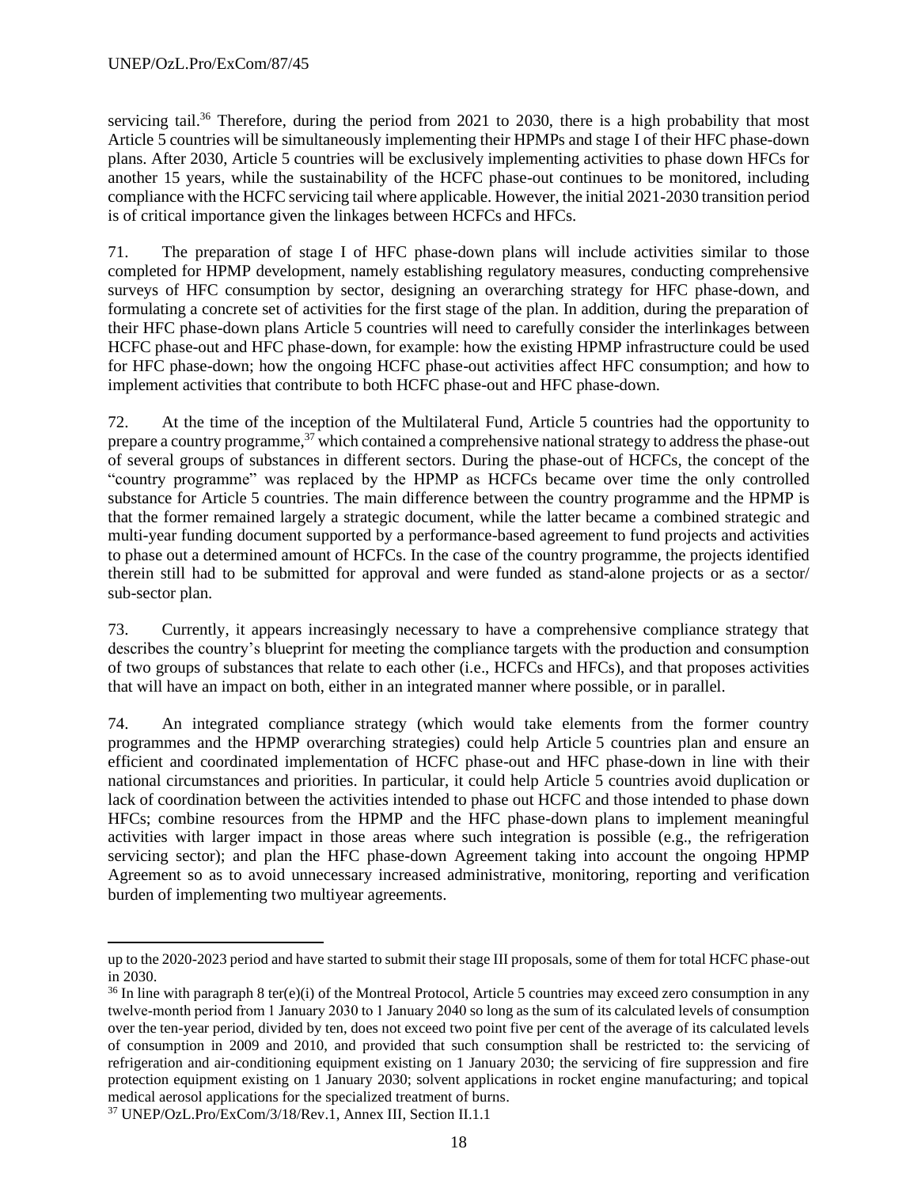servicing tail.[36] Therefore, during the period from 2021 to 2030, there is a high probability that most Article 5 countries will be simultaneously implementing their HPMPs and stage I of their HFC phase-down plans. After 2030, Article 5 countries will be exclusively implementing activities to phase down HFCs for another 15 years, while the sustainability of the HCFC phase-out continues to be monitored, including compliance with the HCFC servicing tail where applicable. However, the initial 2021-2030 transition period is of critical importance given the linkages between HCFCs and HFCs.

71. The preparation of stage I of HFC phase-down plans will include activities similar to those completed for HPMP development, namely establishing regulatory measures, conducting comprehensive surveys of HFC consumption by sector, designing an overarching strategy for HFC phase-down, and formulating a concrete set of activities for the first stage of the plan. In addition, during the preparation of their HFC phase-down plans Article 5 countries will need to carefully consider the interlinkages between HCFC phase-out and HFC phase-down, for example: how the existing HPMP infrastructure could be used for HFC phase-down; how the ongoing HCFC phase-out activities affect HFC consumption; and how to implement activities that contribute to both HCFC phase-out and HFC phase-down.

72. At the time of the inception of the Multilateral Fund, Article 5 countries had the opportunity to prepare a country programme,[37] which contained a comprehensive national strategy to address the phase-out of several groups of substances in different sectors. During the phase-out of HCFCs, the concept of the "country programme" was replaced by the HPMP as HCFCs became over time the only controlled substance for Article 5 countries. The main difference between the country programme and the HPMP is that the former remained largely a strategic document, while the latter became a combined strategic and multi-year funding document supported by a performance-based agreement to fund projects and activities to phase out a determined amount of HCFCs. In the case of the country programme, the projects identified therein still had to be submitted for approval and were funded as stand-alone projects or as a sector/ sub-sector plan.

73. Currently, it appears increasingly necessary to have a comprehensive compliance strategy that describes the country's blueprint for meeting the compliance targets with the production and consumption of two groups of substances that relate to each other (i.e., HCFCs and HFCs), and that proposes activities that will have an impact on both, either in an integrated manner where possible, or in parallel.

74. An integrated compliance strategy (which would take elements from the former country programmes and the HPMP overarching strategies) could help Article 5 countries plan and ensure an efficient and coordinated implementation of HCFC phase-out and HFC phase-down in line with their national circumstances and priorities. In particular, it could help Article 5 countries avoid duplication or lack of coordination between the activities intended to phase out HCFC and those intended to phase down HFCs; combine resources from the HPMP and the HFC phase-down plans to implement meaningful activities with larger impact in those areas where such integration is possible (e.g., the refrigeration servicing sector); and plan the HFC phase-down Agreement taking into account the ongoing HPMP Agreement so as to avoid unnecessary increased administrative, monitoring, reporting and verification burden of implementing two multiyear agreements.

---

up to the 2020-2023 period and have started to submit their stage III proposals, some of them for total HCFC phase-out in 2030.

[36] In line with paragraph 8 ter(e)(i) of the Montreal Protocol, Article 5 countries may exceed zero consumption in any twelve-month period from 1 January 2030 to 1 January 2040 so long as the sum of its calculated levels of consumption over the ten-year period, divided by ten, does not exceed two point five per cent of the average of its calculated levels of consumption in 2009 and 2010, and provided that such consumption shall be restricted to: the servicing of refrigeration and air-conditioning equipment existing on 1 January 2030; the servicing of fire suppression and fire protection equipment existing on 1 January 2030; solvent applications in rocket engine manufacturing; and topical medical aerosol applications for the specialized treatment of burns.

[37] UNEP/OzL.Pro/ExCom/3/18/Rev.1, Annex III, Section II.1.1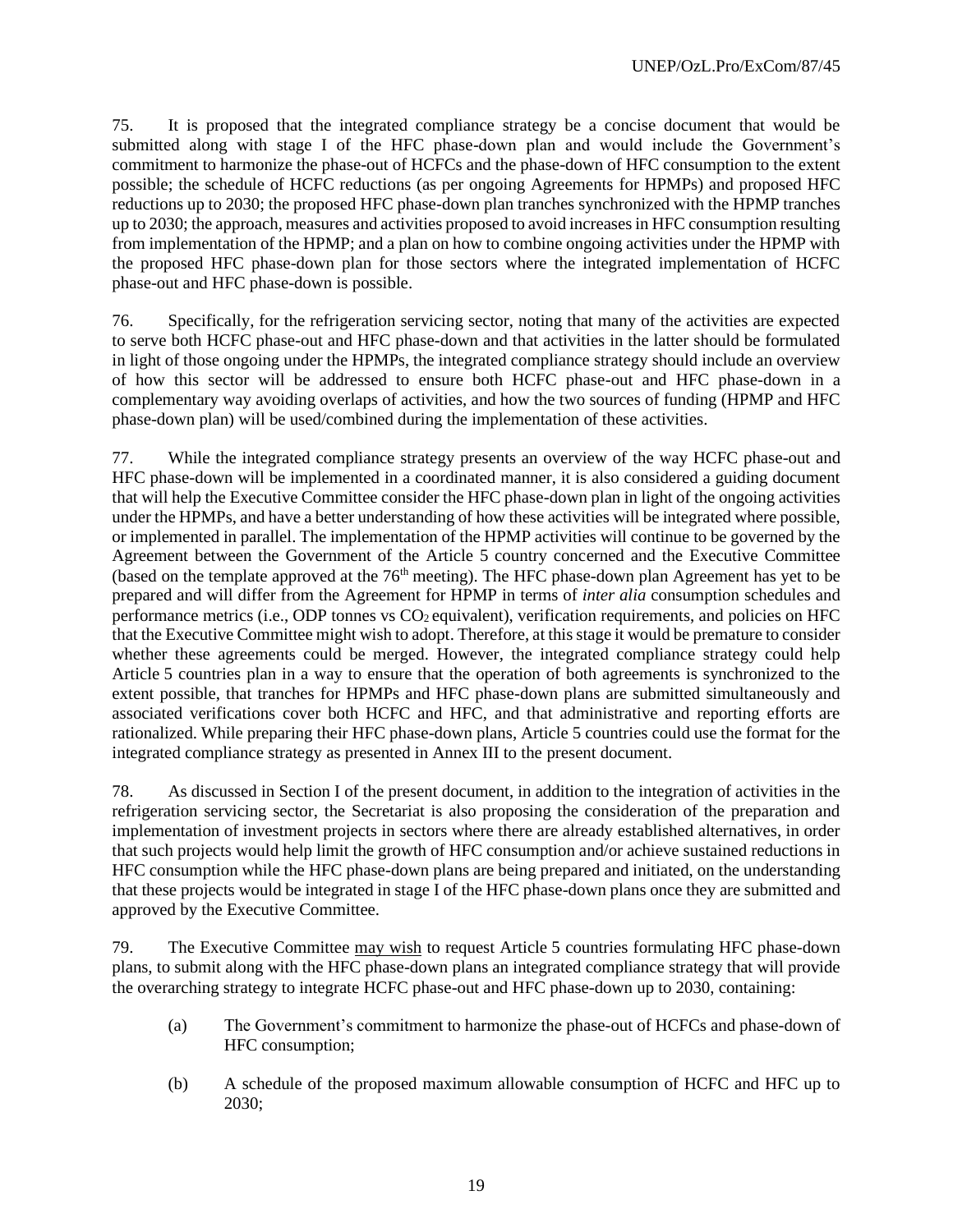75. It is proposed that the integrated compliance strategy be a concise document that would be submitted along with stage I of the HFC phase-down plan and would include the Government's commitment to harmonize the phase-out of HCFCs and the phase-down of HFC consumption to the extent possible; the schedule of HCFC reductions (as per ongoing Agreements for HPMPs) and proposed HFC reductions up to 2030; the proposed HFC phase-down plan tranches synchronized with the HPMP tranches up to 2030; the approach, measures and activities proposed to avoid increases in HFC consumption resulting from implementation of the HPMP; and a plan on how to combine ongoing activities under the HPMP with the proposed HFC phase-down plan for those sectors where the integrated implementation of HCFC phase-out and HFC phase-down is possible.

76. Specifically, for the refrigeration servicing sector, noting that many of the activities are expected to serve both HCFC phase-out and HFC phase-down and that activities in the latter should be formulated in light of those ongoing under the HPMPs, the integrated compliance strategy should include an overview of how this sector will be addressed to ensure both HCFC phase-out and HFC phase-down in a complementary way avoiding overlaps of activities, and how the two sources of funding (HPMP and HFC phase-down plan) will be used/combined during the implementation of these activities.

77. While the integrated compliance strategy presents an overview of the way HCFC phase-out and HFC phase-down will be implemented in a coordinated manner, it is also considered a guiding document that will help the Executive Committee consider the HFC phase-down plan in light of the ongoing activities under the HPMPs, and have a better understanding of how these activities will be integrated where possible, or implemented in parallel. The implementation of the HPMP activities will continue to be governed by the Agreement between the Government of the Article 5 country concerned and the Executive Committee (based on the template approved at the 76th meeting). The HFC phase-down plan Agreement has yet to be prepared and will differ from the Agreement for HPMP in terms of *inter alia* consumption schedules and performance metrics (i.e., ODP tonnes vs $CO_2$ equivalent), verification requirements, and policies on HFC that the Executive Committee might wish to adopt. Therefore, at this stage it would be premature to consider whether these agreements could be merged. However, the integrated compliance strategy could help Article 5 countries plan in a way to ensure that the operation of both agreements is synchronized to the extent possible, that tranches for HPMPs and HFC phase-down plans are submitted simultaneously and associated verifications cover both HCFC and HFC, and that administrative and reporting efforts are rationalized. While preparing their HFC phase-down plans, Article 5 countries could use the format for the integrated compliance strategy as presented in Annex III to the present document.

78. As discussed in Section I of the present document, in addition to the integration of activities in the refrigeration servicing sector, the Secretariat is also proposing the consideration of the preparation and implementation of investment projects in sectors where there are already established alternatives, in order that such projects would help limit the growth of HFC consumption and/or achieve sustained reductions in HFC consumption while the HFC phase-down plans are being prepared and initiated, on the understanding that these projects would be integrated in stage I of the HFC phase-down plans once they are submitted and approved by the Executive Committee.

79. The Executive Committee <u>may wish</u> to request Article 5 countries formulating HFC phase-down plans, to submit along with the HFC phase-down plans an integrated compliance strategy that will provide the overarching strategy to integrate HCFC phase-out and HFC phase-down up to 2030, containing:

(a) The Government's commitment to harmonize the phase-out of HCFCs and phase-down of HFC consumption;

(b) A schedule of the proposed maximum allowable consumption of HCFC and HFC up to 2030;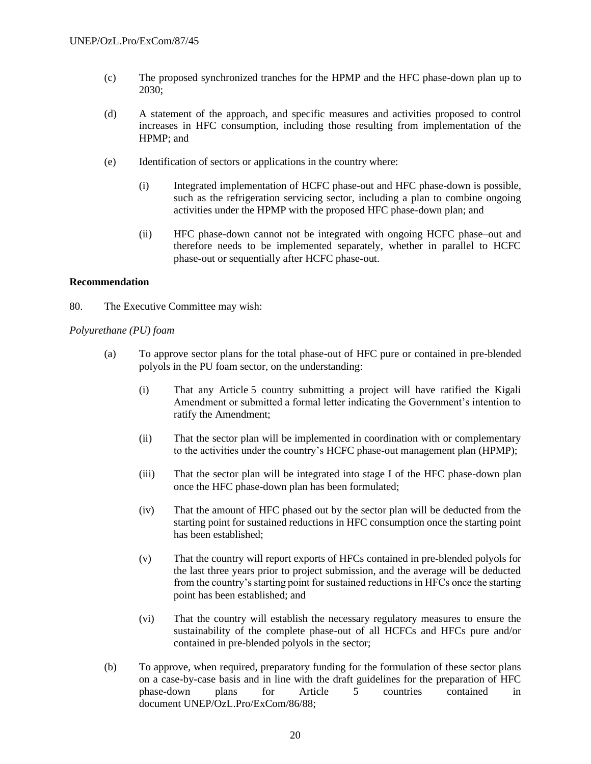(c) The proposed synchronized tranches for the HPMP and the HFC phase-down plan up to 2030;

(d) A statement of the approach, and specific measures and activities proposed to control increases in HFC consumption, including those resulting from implementation of the HPMP; and

(e) Identification of sectors or applications in the country where:

   (i) Integrated implementation of HCFC phase-out and HFC phase-down is possible, such as the refrigeration servicing sector, including a plan to combine ongoing activities under the HPMP with the proposed HFC phase-down plan; and

   (ii) HFC phase-down cannot not be integrated with ongoing HCFC phase–out and therefore needs to be implemented separately, whether in parallel to HCFC phase-out or sequentially after HCFC phase-out.

**Recommendation**

80. The Executive Committee may wish:

*Polyurethane (PU) foam*

(a) To approve sector plans for the total phase-out of HFC pure or contained in pre-blended polyols in the PU foam sector, on the understanding:

   (i) That any Article 5 country submitting a project will have ratified the Kigali Amendment or submitted a formal letter indicating the Government's intention to ratify the Amendment;

   (ii) That the sector plan will be implemented in coordination with or complementary to the activities under the country's HCFC phase-out management plan (HPMP);

   (iii) That the sector plan will be integrated into stage I of the HFC phase-down plan once the HFC phase-down plan has been formulated;

   (iv) That the amount of HFC phased out by the sector plan will be deducted from the starting point for sustained reductions in HFC consumption once the starting point has been established;

   (v) That the country will report exports of HFCs contained in pre-blended polyols for the last three years prior to project submission, and the average will be deducted from the country's starting point for sustained reductions in HFCs once the starting point has been established; and

   (vi) That the country will establish the necessary regulatory measures to ensure the sustainability of the complete phase-out of all HCFCs and HFCs pure and/or contained in pre-blended polyols in the sector;

(b) To approve, when required, preparatory funding for the formulation of these sector plans on a case-by-case basis and in line with the draft guidelines for the preparation of HFC phase-down plans for Article 5 countries contained in document UNEP/OzL.Pro/ExCom/86/88;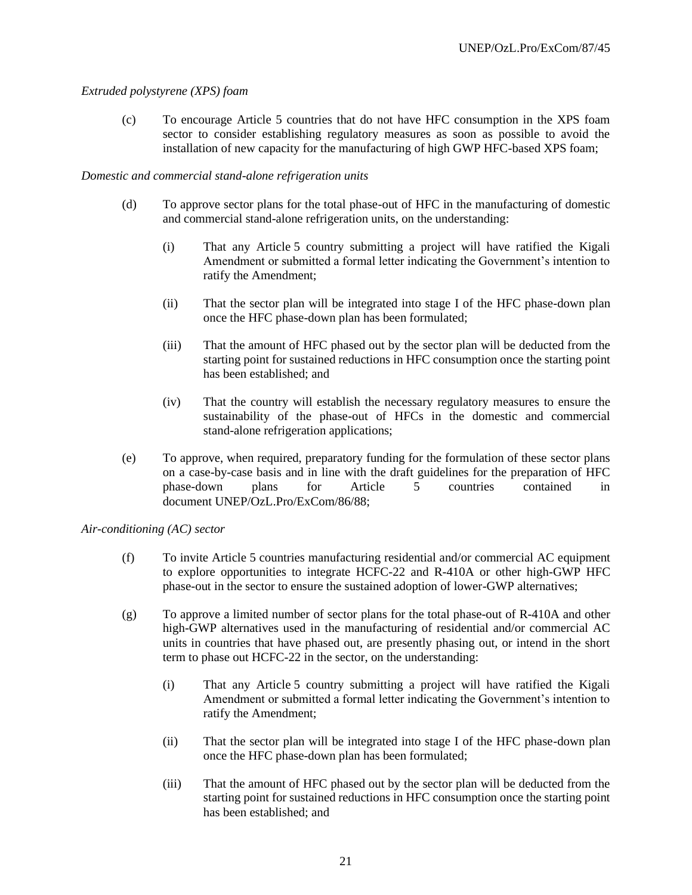*Extruded polystyrene (XPS) foam*

(c) To encourage Article 5 countries that do not have HFC consumption in the XPS foam sector to consider establishing regulatory measures as soon as possible to avoid the installation of new capacity for the manufacturing of high GWP HFC-based XPS foam;

*Domestic and commercial stand-alone refrigeration units*

(d) To approve sector plans for the total phase-out of HFC in the manufacturing of domestic and commercial stand-alone refrigeration units, on the understanding:

  (i) That any Article 5 country submitting a project will have ratified the Kigali Amendment or submitted a formal letter indicating the Government's intention to ratify the Amendment;

  (ii) That the sector plan will be integrated into stage I of the HFC phase-down plan once the HFC phase-down plan has been formulated;

  (iii) That the amount of HFC phased out by the sector plan will be deducted from the starting point for sustained reductions in HFC consumption once the starting point has been established; and

  (iv) That the country will establish the necessary regulatory measures to ensure the sustainability of the phase-out of HFCs in the domestic and commercial stand-alone refrigeration applications;

(e) To approve, when required, preparatory funding for the formulation of these sector plans on a case-by-case basis and in line with the draft guidelines for the preparation of HFC phase-down plans for Article 5 countries contained in document UNEP/OzL.Pro/ExCom/86/88;

*Air-conditioning (AC) sector*

(f) To invite Article 5 countries manufacturing residential and/or commercial AC equipment to explore opportunities to integrate HCFC-22 and R-410A or other high-GWP HFC phase-out in the sector to ensure the sustained adoption of lower-GWP alternatives;

(g) To approve a limited number of sector plans for the total phase-out of R-410A and other high-GWP alternatives used in the manufacturing of residential and/or commercial AC units in countries that have phased out, are presently phasing out, or intend in the short term to phase out HCFC-22 in the sector, on the understanding:

  (i) That any Article 5 country submitting a project will have ratified the Kigali Amendment or submitted a formal letter indicating the Government's intention to ratify the Amendment;

  (ii) That the sector plan will be integrated into stage I of the HFC phase-down plan once the HFC phase-down plan has been formulated;

  (iii) That the amount of HFC phased out by the sector plan will be deducted from the starting point for sustained reductions in HFC consumption once the starting point has been established; and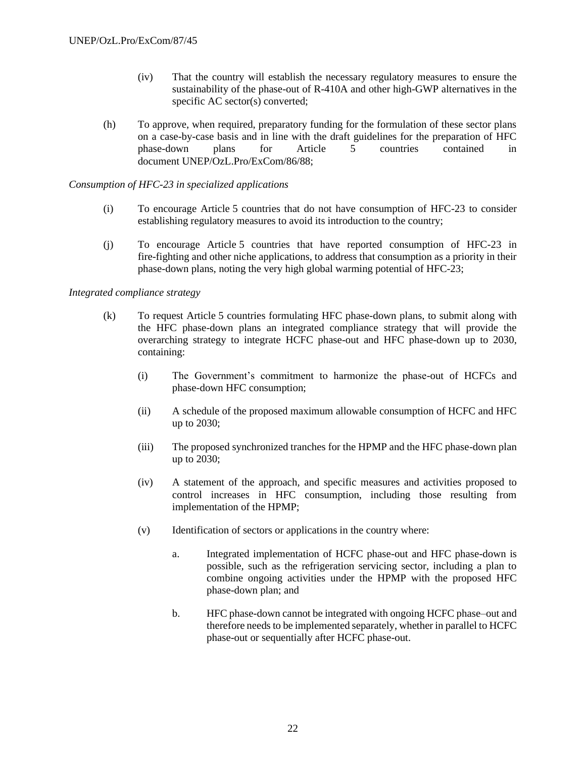(iv) That the country will establish the necessary regulatory measures to ensure the sustainability of the phase-out of R-410A and other high-GWP alternatives in the specific AC sector(s) converted;

(h) To approve, when required, preparatory funding for the formulation of these sector plans on a case-by-case basis and in line with the draft guidelines for the preparation of HFC phase-down plans for Article 5 countries contained in document UNEP/OzL.Pro/ExCom/86/88;

*Consumption of HFC-23 in specialized applications*

(i) To encourage Article 5 countries that do not have consumption of HFC-23 to consider establishing regulatory measures to avoid its introduction to the country;

(j) To encourage Article 5 countries that have reported consumption of HFC-23 in fire-fighting and other niche applications, to address that consumption as a priority in their phase-down plans, noting the very high global warming potential of HFC-23;

*Integrated compliance strategy*

(k) To request Article 5 countries formulating HFC phase-down plans, to submit along with the HFC phase-down plans an integrated compliance strategy that will provide the overarching strategy to integrate HCFC phase-out and HFC phase-down up to 2030, containing:

(i) The Government's commitment to harmonize the phase-out of HCFCs and phase-down HFC consumption;

(ii) A schedule of the proposed maximum allowable consumption of HCFC and HFC up to 2030;

(iii) The proposed synchronized tranches for the HPMP and the HFC phase-down plan up to 2030;

(iv) A statement of the approach, and specific measures and activities proposed to control increases in HFC consumption, including those resulting from implementation of the HPMP;

(v) Identification of sectors or applications in the country where:

a. Integrated implementation of HCFC phase-out and HFC phase-down is possible, such as the refrigeration servicing sector, including a plan to combine ongoing activities under the HPMP with the proposed HFC phase-down plan; and

b. HFC phase-down cannot be integrated with ongoing HCFC phase–out and therefore needs to be implemented separately, whether in parallel to HCFC phase-out or sequentially after HCFC phase-out.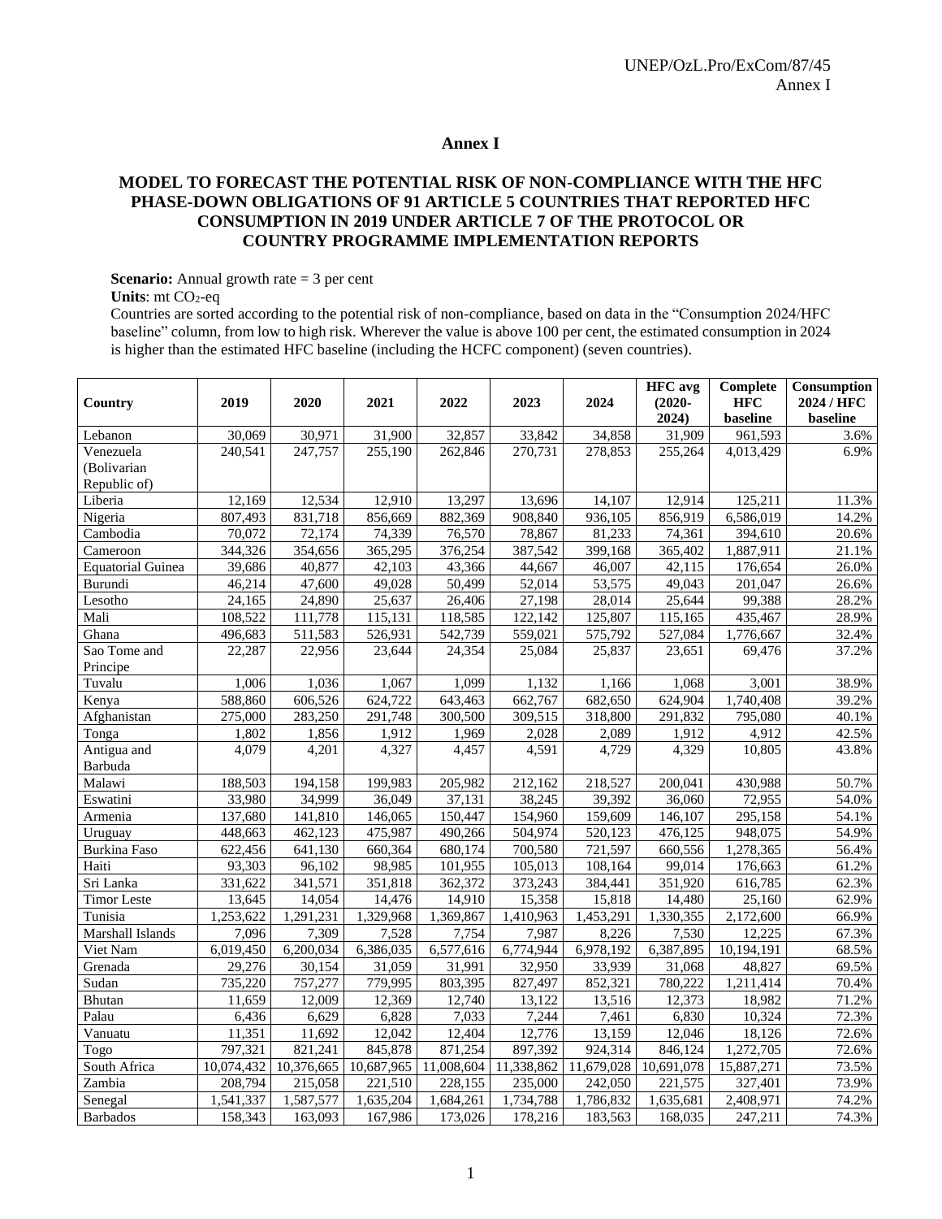## Annex I

### MODEL TO FORECAST THE POTENTIAL RISK OF NON-COMPLIANCE WITH THE HFC PHASE-DOWN OBLIGATIONS OF 91 ARTICLE 5 COUNTRIES THAT REPORTED HFC CONSUMPTION IN 2019 UNDER ARTICLE 7 OF THE PROTOCOL OR COUNTRY PROGRAMME IMPLEMENTATION REPORTS

**Scenario:** Annual growth rate = 3 per cent

**Units**: mt $CO_2$-eq

Countries are sorted according to the potential risk of non-compliance, based on data in the "Consumption 2024/HFC baseline" column, from low to high risk. Wherever the value is above 100 per cent, the estimated consumption in 2024 is higher than the estimated HFC baseline (including the HCFC component) (seven countries).

| Country | 2019 | 2020 | 2021 | 2022 | 2023 | 2024 | HFC avg (2020-2024) | Complete HFC baseline | Consumption 2024 / HFC baseline |
|---|---|---|---|---|---|---|---|---|---|
| Lebanon | 30,069 | 30,971 | 31,900 | 32,857 | 33,842 | 34,858 | 31,909 | 961,593 | 3.6% |
| Venezuela (Bolivarian Republic of) | 240,541 | 247,757 | 255,190 | 262,846 | 270,731 | 278,853 | 255,264 | 4,013,429 | 6.9% |
| Liberia | 12,169 | 12,534 | 12,910 | 13,297 | 13,696 | 14,107 | 12,914 | 125,211 | 11.3% |
| Nigeria | 807,493 | 831,718 | 856,669 | 882,369 | 908,840 | 936,105 | 856,919 | 6,586,019 | 14.2% |
| Cambodia | 70,072 | 72,174 | 74,339 | 76,570 | 78,867 | 81,233 | 74,361 | 394,610 | 20.6% |
| Cameroon | 344,326 | 354,656 | 365,295 | 376,254 | 387,542 | 399,168 | 365,402 | 1,887,911 | 21.1% |
| Equatorial Guinea | 39,686 | 40,877 | 42,103 | 43,366 | 44,667 | 46,007 | 42,115 | 176,654 | 26.0% |
| Burundi | 46,214 | 47,600 | 49,028 | 50,499 | 52,014 | 53,575 | 49,043 | 201,047 | 26.6% |
| Lesotho | 24,165 | 24,890 | 25,637 | 26,406 | 27,198 | 28,014 | 25,644 | 99,388 | 28.2% |
| Mali | 108,522 | 111,778 | 115,131 | 118,585 | 122,142 | 125,807 | 115,165 | 435,467 | 28.9% |
| Ghana | 496,683 | 511,583 | 526,931 | 542,739 | 559,021 | 575,792 | 527,084 | 1,776,667 | 32.4% |
| Sao Tome and Principe | 22,287 | 22,956 | 23,644 | 24,354 | 25,084 | 25,837 | 23,651 | 69,476 | 37.2% |
| Tuvalu | 1,006 | 1,036 | 1,067 | 1,099 | 1,132 | 1,166 | 1,068 | 3,001 | 38.9% |
| Kenya | 588,860 | 606,526 | 624,722 | 643,463 | 662,767 | 682,650 | 624,904 | 1,740,408 | 39.2% |
| Afghanistan | 275,000 | 283,250 | 291,748 | 300,500 | 309,515 | 318,800 | 291,832 | 795,080 | 40.1% |
| Tonga | 1,802 | 1,856 | 1,912 | 1,969 | 2,028 | 2,089 | 1,912 | 4,912 | 42.5% |
| Antigua and Barbuda | 4,079 | 4,201 | 4,327 | 4,457 | 4,591 | 4,729 | 4,329 | 10,805 | 43.8% |
| Malawi | 188,503 | 194,158 | 199,983 | 205,982 | 212,162 | 218,527 | 200,041 | 430,988 | 50.7% |
| Eswatini | 33,980 | 34,999 | 36,049 | 37,131 | 38,245 | 39,392 | 36,060 | 72,955 | 54.0% |
| Armenia | 137,680 | 141,810 | 146,065 | 150,447 | 154,960 | 159,609 | 146,107 | 295,158 | 54.1% |
| Uruguay | 448,663 | 462,123 | 475,987 | 490,266 | 504,974 | 520,123 | 476,125 | 948,075 | 54.9% |
| Burkina Faso | 622,456 | 641,130 | 660,364 | 680,174 | 700,580 | 721,597 | 660,556 | 1,278,365 | 56.4% |
| Haiti | 93,303 | 96,102 | 98,985 | 101,955 | 105,013 | 108,164 | 99,014 | 176,663 | 61.2% |
| Sri Lanka | 331,622 | 341,571 | 351,818 | 362,372 | 373,243 | 384,441 | 351,920 | 616,785 | 62.3% |
| Timor Leste | 13,645 | 14,054 | 14,476 | 14,910 | 15,358 | 15,818 | 14,480 | 25,160 | 62.9% |
| Tunisia | 1,253,622 | 1,291,231 | 1,329,968 | 1,369,867 | 1,410,963 | 1,453,291 | 1,330,355 | 2,172,600 | 66.9% |
| Marshall Islands | 7,096 | 7,309 | 7,528 | 7,754 | 7,987 | 8,226 | 7,530 | 12,225 | 67.3% |
| Viet Nam | 6,019,450 | 6,200,034 | 6,386,035 | 6,577,616 | 6,774,944 | 6,978,192 | 6,387,895 | 10,194,191 | 68.5% |
| Grenada | 29,276 | 30,154 | 31,059 | 31,991 | 32,950 | 33,939 | 31,068 | 48,827 | 69.5% |
| Sudan | 735,220 | 757,277 | 779,995 | 803,395 | 827,497 | 852,321 | 780,222 | 1,211,414 | 70.4% |
| Bhutan | 11,659 | 12,009 | 12,369 | 12,740 | 13,122 | 13,516 | 12,373 | 18,982 | 71.2% |
| Palau | 6,436 | 6,629 | 6,828 | 7,033 | 7,244 | 7,461 | 6,830 | 10,324 | 72.3% |
| Vanuatu | 11,351 | 11,692 | 12,042 | 12,404 | 12,776 | 13,159 | 12,046 | 18,126 | 72.6% |
| Togo | 797,321 | 821,241 | 845,878 | 871,254 | 897,392 | 924,314 | 846,124 | 1,272,705 | 72.6% |
| South Africa | 10,074,432 | 10,376,665 | 10,687,965 | 11,008,604 | 11,338,862 | 11,679,028 | 10,691,078 | 15,887,271 | 73.5% |
| Zambia | 208,794 | 215,058 | 221,510 | 228,155 | 235,000 | 242,050 | 221,575 | 327,401 | 73.9% |
| Senegal | 1,541,337 | 1,587,577 | 1,635,204 | 1,684,261 | 1,734,788 | 1,786,832 | 1,635,681 | 2,408,971 | 74.2% |
| Barbados | 158,343 | 163,093 | 167,986 | 173,026 | 178,216 | 183,563 | 168,035 | 247,211 | 74.3% |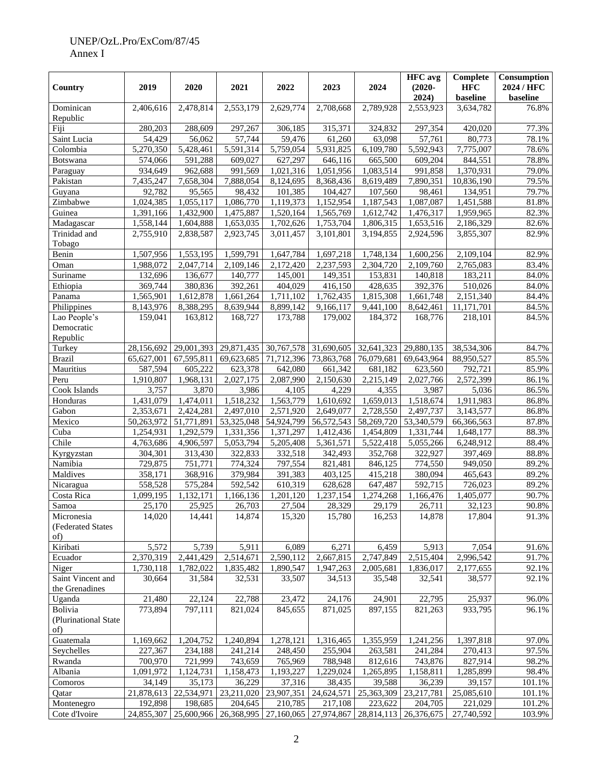| Country | 2019 | 2020 | 2021 | 2022 | 2023 | 2024 | HFC avg (2020-2024) | Complete HFC baseline | Consumption 2024 / HFC baseline |
|---|---|---|---|---|---|---|---|---|---|
| Dominican Republic | 2,406,616 | 2,478,814 | 2,553,179 | 2,629,774 | 2,708,668 | 2,789,928 | 2,553,923 | 3,634,782 | 76.8% |
| Fiji | 280,203 | 288,609 | 297,267 | 306,185 | 315,371 | 324,832 | 297,354 | 420,020 | 77.3% |
| Saint Lucia | 54,429 | 56,062 | 57,744 | 59,476 | 61,260 | 63,098 | 57,761 | 80,773 | 78.1% |
| Colombia | 5,270,350 | 5,428,461 | 5,591,314 | 5,759,054 | 5,931,825 | 6,109,780 | 5,592,943 | 7,775,007 | 78.6% |
| Botswana | 574,066 | 591,288 | 609,027 | 627,297 | 646,116 | 665,500 | 609,204 | 844,551 | 78.8% |
| Paraguay | 934,649 | 962,688 | 991,569 | 1,021,316 | 1,051,956 | 1,083,514 | 991,858 | 1,370,931 | 79.0% |
| Pakistan | 7,435,247 | 7,658,304 | 7,888,054 | 8,124,695 | 8,368,436 | 8,619,489 | 7,890,351 | 10,836,190 | 79.5% |
| Guyana | 92,782 | 95,565 | 98,432 | 101,385 | 104,427 | 107,560 | 98,461 | 134,951 | 79.7% |
| Zimbabwe | 1,024,385 | 1,055,117 | 1,086,770 | 1,119,373 | 1,152,954 | 1,187,543 | 1,087,087 | 1,451,588 | 81.8% |
| Guinea | 1,391,166 | 1,432,900 | 1,475,887 | 1,520,164 | 1,565,769 | 1,612,742 | 1,476,317 | 1,959,965 | 82.3% |
| Madagascar | 1,558,144 | 1,604,888 | 1,653,035 | 1,702,626 | 1,753,704 | 1,806,315 | 1,653,516 | 2,186,329 | 82.6% |
| Trinidad and Tobago | 2,755,910 | 2,838,587 | 2,923,745 | 3,011,457 | 3,101,801 | 3,194,855 | 2,924,596 | 3,855,307 | 82.9% |
| Benin | 1,507,956 | 1,553,195 | 1,599,791 | 1,647,784 | 1,697,218 | 1,748,134 | 1,600,256 | 2,109,104 | 82.9% |
| Oman | 1,988,072 | 2,047,714 | 2,109,146 | 2,172,420 | 2,237,593 | 2,304,720 | 2,109,760 | 2,765,083 | 83.4% |
| Suriname | 132,696 | 136,677 | 140,777 | 145,001 | 149,351 | 153,831 | 140,818 | 183,211 | 84.0% |
| Ethiopia | 369,744 | 380,836 | 392,261 | 404,029 | 416,150 | 428,635 | 392,376 | 510,026 | 84.0% |
| Panama | 1,565,901 | 1,612,878 | 1,661,264 | 1,711,102 | 1,762,435 | 1,815,308 | 1,661,748 | 2,151,340 | 84.4% |
| Philippines | 8,143,976 | 8,388,295 | 8,639,944 | 8,899,142 | 9,166,117 | 9,441,100 | 8,642,461 | 11,171,701 | 84.5% |
| Lao People's Democratic Republic | 159,041 | 163,812 | 168,727 | 173,788 | 179,002 | 184,372 | 168,776 | 218,101 | 84.5% |
| Turkey | 28,156,692 | 29,001,393 | 29,871,435 | 30,767,578 | 31,690,605 | 32,641,323 | 29,880,135 | 38,534,306 | 84.7% |
| Brazil | 65,627,001 | 67,595,811 | 69,623,685 | 71,712,396 | 73,863,768 | 76,079,681 | 69,643,964 | 88,950,527 | 85.5% |
| Mauritius | 587,594 | 605,222 | 623,378 | 642,080 | 661,342 | 681,182 | 623,560 | 792,721 | 85.9% |
| Peru | 1,910,807 | 1,968,131 | 2,027,175 | 2,087,990 | 2,150,630 | 2,215,149 | 2,027,766 | 2,572,399 | 86.1% |
| Cook Islands | 3,757 | 3,870 | 3,986 | 4,105 | 4,229 | 4,355 | 3,987 | 5,036 | 86.5% |
| Honduras | 1,431,079 | 1,474,011 | 1,518,232 | 1,563,779 | 1,610,692 | 1,659,013 | 1,518,674 | 1,911,983 | 86.8% |
| Gabon | 2,353,671 | 2,424,281 | 2,497,010 | 2,571,920 | 2,649,077 | 2,728,550 | 2,497,737 | 3,143,577 | 86.8% |
| Mexico | 50,263,972 | 51,771,891 | 53,325,048 | 54,924,799 | 56,572,543 | 58,269,720 | 53,340,579 | 66,366,563 | 87.8% |
| Cuba | 1,254,931 | 1,292,579 | 1,331,356 | 1,371,297 | 1,412,436 | 1,454,809 | 1,331,744 | 1,648,177 | 88.3% |
| Chile | 4,763,686 | 4,906,597 | 5,053,794 | 5,205,408 | 5,361,571 | 5,522,418 | 5,055,266 | 6,248,912 | 88.4% |
| Kyrgyzstan | 304,301 | 313,430 | 322,833 | 332,518 | 342,493 | 352,768 | 322,927 | 397,469 | 88.8% |
| Namibia | 729,875 | 751,771 | 774,324 | 797,554 | 821,481 | 846,125 | 774,550 | 949,050 | 89.2% |
| Maldives | 358,171 | 368,916 | 379,984 | 391,383 | 403,125 | 415,218 | 380,094 | 465,643 | 89.2% |
| Nicaragua | 558,528 | 575,284 | 592,542 | 610,319 | 628,628 | 647,487 | 592,715 | 726,023 | 89.2% |
| Costa Rica | 1,099,195 | 1,132,171 | 1,166,136 | 1,201,120 | 1,237,154 | 1,274,268 | 1,166,476 | 1,405,077 | 90.7% |
| Samoa | 25,170 | 25,925 | 26,703 | 27,504 | 28,329 | 29,179 | 26,711 | 32,123 | 90.8% |
| Micronesia (Federated States of) | 14,020 | 14,441 | 14,874 | 15,320 | 15,780 | 16,253 | 14,878 | 17,804 | 91.3% |
| Kiribati | 5,572 | 5,739 | 5,911 | 6,089 | 6,271 | 6,459 | 5,913 | 7,054 | 91.6% |
| Ecuador | 2,370,319 | 2,441,429 | 2,514,671 | 2,590,112 | 2,667,815 | 2,747,849 | 2,515,404 | 2,996,542 | 91.7% |
| Niger | 1,730,118 | 1,782,022 | 1,835,482 | 1,890,547 | 1,947,263 | 2,005,681 | 1,836,017 | 2,177,655 | 92.1% |
| Saint Vincent and the Grenadines | 30,664 | 31,584 | 32,531 | 33,507 | 34,513 | 35,548 | 32,541 | 38,577 | 92.1% |
| Uganda | 21,480 | 22,124 | 22,788 | 23,472 | 24,176 | 24,901 | 22,795 | 25,937 | 96.0% |
| Bolivia (Plurinational State of) | 773,894 | 797,111 | 821,024 | 845,655 | 871,025 | 897,155 | 821,263 | 933,795 | 96.1% |
| Guatemala | 1,169,662 | 1,204,752 | 1,240,894 | 1,278,121 | 1,316,465 | 1,355,959 | 1,241,256 | 1,397,818 | 97.0% |
| Seychelles | 227,367 | 234,188 | 241,214 | 248,450 | 255,904 | 263,581 | 241,284 | 270,413 | 97.5% |
| Rwanda | 700,970 | 721,999 | 743,659 | 765,969 | 788,948 | 812,616 | 743,876 | 827,914 | 98.2% |
| Albania | 1,091,972 | 1,124,731 | 1,158,473 | 1,193,227 | 1,229,024 | 1,265,895 | 1,158,811 | 1,285,899 | 98.4% |
| Comoros | 34,149 | 35,173 | 36,229 | 37,316 | 38,435 | 39,588 | 36,239 | 39,157 | 101.1% |
| Qatar | 21,878,613 | 22,534,971 | 23,211,020 | 23,907,351 | 24,624,571 | 25,363,309 | 23,217,781 | 25,085,610 | 101.1% |
| Montenegro | 192,898 | 198,685 | 204,645 | 210,785 | 217,108 | 223,622 | 204,705 | 221,029 | 101.2% |
| Cote d'Ivoire | 24,855,307 | 25,600,966 | 26,368,995 | 27,160,065 | 27,974,867 | 28,814,113 | 26,376,675 | 27,740,592 | 103.9% |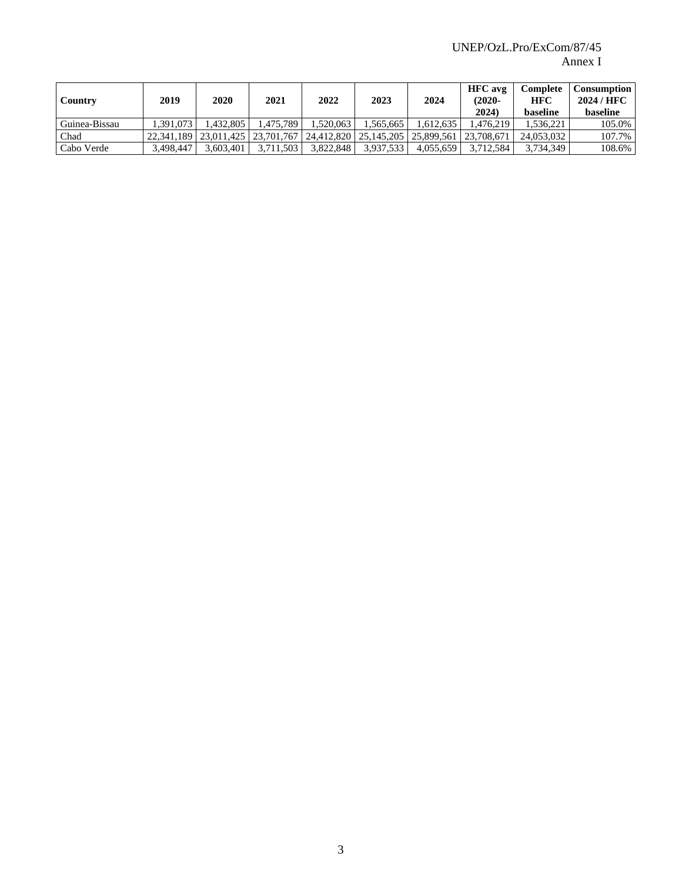| Country | 2019 | 2020 | 2021 | 2022 | 2023 | 2024 | HFC avg (2020-2024) | Complete HFC baseline | Consumption 2024 / HFC baseline |
|---|---|---|---|---|---|---|---|---|---|
| Guinea-Bissau | 1,391,073 | 1,432,805 | 1,475,789 | 1,520,063 | 1,565,665 | 1,612,635 | 1,476,219 | 1,536,221 | 105.0% |
| Chad | 22,341,189 | 23,011,425 | 23,701,767 | 24,412,820 | 25,145,205 | 25,899,561 | 23,708,671 | 24,053,032 | 107.7% |
| Cabo Verde | 3,498,447 | 3,603,401 | 3,711,503 | 3,822,848 | 3,937,533 | 4,055,659 | 3,712,584 | 3,734,349 | 108.6% |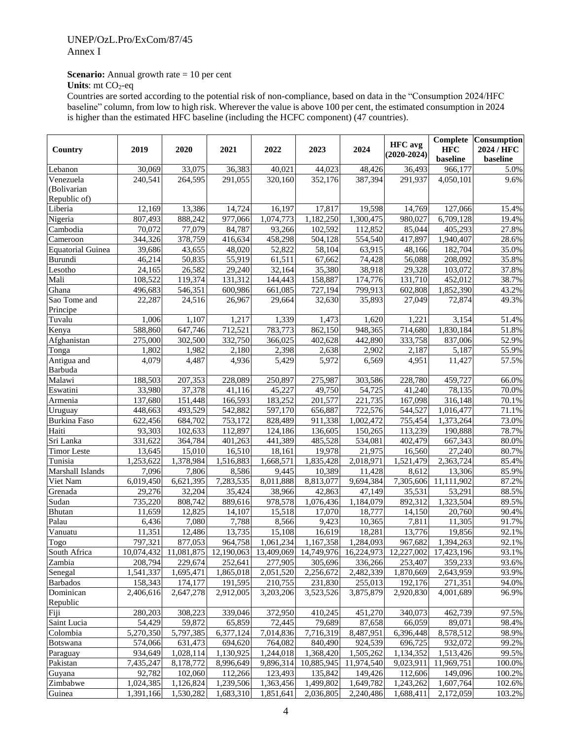**Scenario:** Annual growth rate = 10 per cent

**Units**: mt $CO_2$-eq

Countries are sorted according to the potential risk of non-compliance, based on data in the "Consumption 2024/HFC baseline" column, from low to high risk. Wherever the value is above 100 per cent, the estimated consumption in 2024 is higher than the estimated HFC baseline (including the HCFC component) (47 countries).

| Country | 2019 | 2020 | 2021 | 2022 | 2023 | 2024 | HFC avg (2020-2024) | Complete HFC baseline | Consumption 2024 / HFC baseline |
|---|---|---|---|---|---|---|---|---|---|
| Lebanon | 30,069 | 33,075 | 36,383 | 40,021 | 44,023 | 48,426 | 36,493 | 966,177 | 5.0% |
| Venezuela (Bolivarian Republic of) | 240,541 | 264,595 | 291,055 | 320,160 | 352,176 | 387,394 | 291,937 | 4,050,101 | 9.6% |
| Liberia | 12,169 | 13,386 | 14,724 | 16,197 | 17,817 | 19,598 | 14,769 | 127,066 | 15.4% |
| Nigeria | 807,493 | 888,242 | 977,066 | 1,074,773 | 1,182,250 | 1,300,475 | 980,027 | 6,709,128 | 19.4% |
| Cambodia | 70,072 | 77,079 | 84,787 | 93,266 | 102,592 | 112,852 | 85,044 | 405,293 | 27.8% |
| Cameroon | 344,326 | 378,759 | 416,634 | 458,298 | 504,128 | 554,540 | 417,897 | 1,940,407 | 28.6% |
| Equatorial Guinea | 39,686 | 43,655 | 48,020 | 52,822 | 58,104 | 63,915 | 48,166 | 182,704 | 35.0% |
| Burundi | 46,214 | 50,835 | 55,919 | 61,511 | 67,662 | 74,428 | 56,088 | 208,092 | 35.8% |
| Lesotho | 24,165 | 26,582 | 29,240 | 32,164 | 35,380 | 38,918 | 29,328 | 103,072 | 37.8% |
| Mali | 108,522 | 119,374 | 131,312 | 144,443 | 158,887 | 174,776 | 131,710 | 452,012 | 38.7% |
| Ghana | 496,683 | 546,351 | 600,986 | 661,085 | 727,194 | 799,913 | 602,808 | 1,852,390 | 43.2% |
| Sao Tome and Principe | 22,287 | 24,516 | 26,967 | 29,664 | 32,630 | 35,893 | 27,049 | 72,874 | 49.3% |
| Tuvalu | 1,006 | 1,107 | 1,217 | 1,339 | 1,473 | 1,620 | 1,221 | 3,154 | 51.4% |
| Kenya | 588,860 | 647,746 | 712,521 | 783,773 | 862,150 | 948,365 | 714,680 | 1,830,184 | 51.8% |
| Afghanistan | 275,000 | 302,500 | 332,750 | 366,025 | 402,628 | 442,890 | 333,758 | 837,006 | 52.9% |
| Tonga | 1,802 | 1,982 | 2,180 | 2,398 | 2,638 | 2,902 | 2,187 | 5,187 | 55.9% |
| Antigua and Barbuda | 4,079 | 4,487 | 4,936 | 5,429 | 5,972 | 6,569 | 4,951 | 11,427 | 57.5% |
| Malawi | 188,503 | 207,353 | 228,089 | 250,897 | 275,987 | 303,586 | 228,780 | 459,727 | 66.0% |
| Eswatini | 33,980 | 37,378 | 41,116 | 45,227 | 49,750 | 54,725 | 41,240 | 78,135 | 70.0% |
| Armenia | 137,680 | 151,448 | 166,593 | 183,252 | 201,577 | 221,735 | 167,098 | 316,148 | 70.1% |
| Uruguay | 448,663 | 493,529 | 542,882 | 597,170 | 656,887 | 722,576 | 544,527 | 1,016,477 | 71.1% |
| Burkina Faso | 622,456 | 684,702 | 753,172 | 828,489 | 911,338 | 1,002,472 | 755,454 | 1,373,264 | 73.0% |
| Haiti | 93,303 | 102,633 | 112,897 | 124,186 | 136,605 | 150,265 | 113,239 | 190,888 | 78.7% |
| Sri Lanka | 331,622 | 364,784 | 401,263 | 441,389 | 485,528 | 534,081 | 402,479 | 667,343 | 80.0% |
| Timor Leste | 13,645 | 15,010 | 16,510 | 18,161 | 19,978 | 21,975 | 16,560 | 27,240 | 80.7% |
| Tunisia | 1,253,622 | 1,378,984 | 1,516,883 | 1,668,571 | 1,835,428 | 2,018,971 | 1,521,479 | 2,363,724 | 85.4% |
| Marshall Islands | 7,096 | 7,806 | 8,586 | 9,445 | 10,389 | 11,428 | 8,612 | 13,306 | 85.9% |
| Viet Nam | 6,019,450 | 6,621,395 | 7,283,535 | 8,011,888 | 8,813,077 | 9,694,384 | 7,305,606 | 11,111,902 | 87.2% |
| Grenada | 29,276 | 32,204 | 35,424 | 38,966 | 42,863 | 47,149 | 35,531 | 53,291 | 88.5% |
| Sudan | 735,220 | 808,742 | 889,616 | 978,578 | 1,076,436 | 1,184,079 | 892,312 | 1,323,504 | 89.5% |
| Bhutan | 11,659 | 12,825 | 14,107 | 15,518 | 17,070 | 18,777 | 14,150 | 20,760 | 90.4% |
| Palau | 6,436 | 7,080 | 7,788 | 8,566 | 9,423 | 10,365 | 7,811 | 11,305 | 91.7% |
| Vanuatu | 11,351 | 12,486 | 13,735 | 15,108 | 16,619 | 18,281 | 13,776 | 19,856 | 92.1% |
| Togo | 797,321 | 877,053 | 964,758 | 1,061,234 | 1,167,358 | 1,284,093 | 967,682 | 1,394,263 | 92.1% |
| South Africa | 10,074,432 | 11,081,875 | 12,190,063 | 13,409,069 | 14,749,976 | 16,224,973 | 12,227,002 | 17,423,196 | 93.1% |
| Zambia | 208,794 | 229,674 | 252,641 | 277,905 | 305,696 | 336,266 | 253,407 | 359,233 | 93.6% |
| Senegal | 1,541,337 | 1,695,471 | 1,865,018 | 2,051,520 | 2,256,672 | 2,482,339 | 1,870,669 | 2,643,959 | 93.9% |
| Barbados | 158,343 | 174,177 | 191,595 | 210,755 | 231,830 | 255,013 | 192,176 | 271,351 | 94.0% |
| Dominican Republic | 2,406,616 | 2,647,278 | 2,912,005 | 3,203,206 | 3,523,526 | 3,875,879 | 2,920,830 | 4,001,689 | 96.9% |
| Fiji | 280,203 | 308,223 | 339,046 | 372,950 | 410,245 | 451,270 | 340,073 | 462,739 | 97.5% |
| Saint Lucia | 54,429 | 59,872 | 65,859 | 72,445 | 79,689 | 87,658 | 66,059 | 89,071 | 98.4% |
| Colombia | 5,270,350 | 5,797,385 | 6,377,124 | 7,014,836 | 7,716,319 | 8,487,951 | 6,396,448 | 8,578,512 | 98.9% |
| Botswana | 574,066 | 631,473 | 694,620 | 764,082 | 840,490 | 924,539 | 696,725 | 932,072 | 99.2% |
| Paraguay | 934,649 | 1,028,114 | 1,130,925 | 1,244,018 | 1,368,420 | 1,505,262 | 1,134,352 | 1,513,426 | 99.5% |
| Pakistan | 7,435,247 | 8,178,772 | 8,996,649 | 9,896,314 | 10,885,945 | 11,974,540 | 9,023,911 | 11,969,751 | 100.0% |
| Guyana | 92,782 | 102,060 | 112,266 | 123,493 | 135,842 | 149,426 | 112,606 | 149,096 | 100.2% |
| Zimbabwe | 1,024,385 | 1,126,824 | 1,239,506 | 1,363,456 | 1,499,802 | 1,649,782 | 1,243,262 | 1,607,764 | 102.6% |
| Guinea | 1,391,166 | 1,530,282 | 1,683,310 | 1,851,641 | 2,036,805 | 2,240,486 | 1,688,411 | 2,172,059 | 103.2% |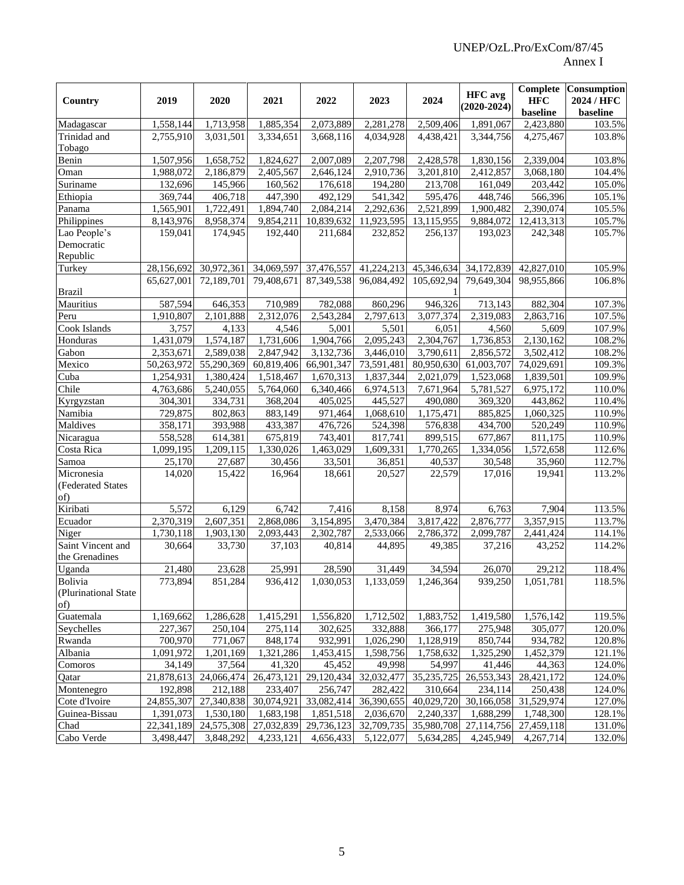| Country | 2019 | 2020 | 2021 | 2022 | 2023 | 2024 | HFC avg (2020-2024) | Complete HFC baseline | Consumption 2024 / HFC baseline |
|---|---|---|---|---|---|---|---|---|---|
| Madagascar | 1,558,144 | 1,713,958 | 1,885,354 | 2,073,889 | 2,281,278 | 2,509,406 | 1,891,067 | 2,423,880 | 103.5% |
| Trinidad and Tobago | 2,755,910 | 3,031,501 | 3,334,651 | 3,668,116 | 4,034,928 | 4,438,421 | 3,344,756 | 4,275,467 | 103.8% |
| Benin | 1,507,956 | 1,658,752 | 1,824,627 | 2,007,089 | 2,207,798 | 2,428,578 | 1,830,156 | 2,339,004 | 103.8% |
| Oman | 1,988,072 | 2,186,879 | 2,405,567 | 2,646,124 | 2,910,736 | 3,201,810 | 2,412,857 | 3,068,180 | 104.4% |
| Suriname | 132,696 | 145,966 | 160,562 | 176,618 | 194,280 | 213,708 | 161,049 | 203,442 | 105.0% |
| Ethiopia | 369,744 | 406,718 | 447,390 | 492,129 | 541,342 | 595,476 | 448,746 | 566,396 | 105.1% |
| Panama | 1,565,901 | 1,722,491 | 1,894,740 | 2,084,214 | 2,292,636 | 2,521,899 | 1,900,482 | 2,390,074 | 105.5% |
| Philippines | 8,143,976 | 8,958,374 | 9,854,211 | 10,839,632 | 11,923,595 | 13,115,955 | 9,884,072 | 12,413,313 | 105.7% |
| Lao People's Democratic Republic | 159,041 | 174,945 | 192,440 | 211,684 | 232,852 | 256,137 | 193,023 | 242,348 | 105.7% |
| Turkey | 28,156,692 | 30,972,361 | 34,069,597 | 37,476,557 | 41,224,213 | 45,346,634 | 34,172,839 | 42,827,010 | 105.9% |
| Brazil | 65,627,001 | 72,189,701 | 79,408,671 | 87,349,538 | 96,084,492 | 105,692,941 | 79,649,304 | 98,955,866 | 106.8% |
| Mauritius | 587,594 | 646,353 | 710,989 | 782,088 | 860,296 | 946,326 | 713,143 | 882,304 | 107.3% |
| Peru | 1,910,807 | 2,101,888 | 2,312,076 | 2,543,284 | 2,797,613 | 3,077,374 | 2,319,083 | 2,863,716 | 107.5% |
| Cook Islands | 3,757 | 4,133 | 4,546 | 5,001 | 5,501 | 6,051 | 4,560 | 5,609 | 107.9% |
| Honduras | 1,431,079 | 1,574,187 | 1,731,606 | 1,904,766 | 2,095,243 | 2,304,767 | 1,736,853 | 2,130,162 | 108.2% |
| Gabon | 2,353,671 | 2,589,038 | 2,847,942 | 3,132,736 | 3,446,010 | 3,790,611 | 2,856,572 | 3,502,412 | 108.2% |
| Mexico | 50,263,972 | 55,290,369 | 60,819,406 | 66,901,347 | 73,591,481 | 80,950,630 | 61,003,707 | 74,029,691 | 109.3% |
| Cuba | 1,254,931 | 1,380,424 | 1,518,467 | 1,670,313 | 1,837,344 | 2,021,079 | 1,523,068 | 1,839,501 | 109.9% |
| Chile | 4,763,686 | 5,240,055 | 5,764,060 | 6,340,466 | 6,974,513 | 7,671,964 | 5,781,527 | 6,975,172 | 110.0% |
| Kyrgyzstan | 304,301 | 334,731 | 368,204 | 405,025 | 445,527 | 490,080 | 369,320 | 443,862 | 110.4% |
| Namibia | 729,875 | 802,863 | 883,149 | 971,464 | 1,068,610 | 1,175,471 | 885,825 | 1,060,325 | 110.9% |
| Maldives | 358,171 | 393,988 | 433,387 | 476,726 | 524,398 | 576,838 | 434,700 | 520,249 | 110.9% |
| Nicaragua | 558,528 | 614,381 | 675,819 | 743,401 | 817,741 | 899,515 | 677,867 | 811,175 | 110.9% |
| Costa Rica | 1,099,195 | 1,209,115 | 1,330,026 | 1,463,029 | 1,609,331 | 1,770,265 | 1,334,056 | 1,572,658 | 112.6% |
| Samoa | 25,170 | 27,687 | 30,456 | 33,501 | 36,851 | 40,537 | 30,548 | 35,960 | 112.7% |
| Micronesia (Federated States of) | 14,020 | 15,422 | 16,964 | 18,661 | 20,527 | 22,579 | 17,016 | 19,941 | 113.2% |
| Kiribati | 5,572 | 6,129 | 6,742 | 7,416 | 8,158 | 8,974 | 6,763 | 7,904 | 113.5% |
| Ecuador | 2,370,319 | 2,607,351 | 2,868,086 | 3,154,895 | 3,470,384 | 3,817,422 | 2,876,777 | 3,357,915 | 113.7% |
| Niger | 1,730,118 | 1,903,130 | 2,093,443 | 2,302,787 | 2,533,066 | 2,786,372 | 2,099,787 | 2,441,424 | 114.1% |
| Saint Vincent and the Grenadines | 30,664 | 33,730 | 37,103 | 40,814 | 44,895 | 49,385 | 37,216 | 43,252 | 114.2% |
| Uganda | 21,480 | 23,628 | 25,991 | 28,590 | 31,449 | 34,594 | 26,070 | 29,212 | 118.4% |
| Bolivia (Plurinational State of) | 773,894 | 851,284 | 936,412 | 1,030,053 | 1,133,059 | 1,246,364 | 939,250 | 1,051,781 | 118.5% |
| Guatemala | 1,169,662 | 1,286,628 | 1,415,291 | 1,556,820 | 1,712,502 | 1,883,752 | 1,419,580 | 1,576,142 | 119.5% |
| Seychelles | 227,367 | 250,104 | 275,114 | 302,625 | 332,888 | 366,177 | 275,948 | 305,077 | 120.0% |
| Rwanda | 700,970 | 771,067 | 848,174 | 932,991 | 1,026,290 | 1,128,919 | 850,744 | 934,782 | 120.8% |
| Albania | 1,091,972 | 1,201,169 | 1,321,286 | 1,453,415 | 1,598,756 | 1,758,632 | 1,325,290 | 1,452,379 | 121.1% |
| Comoros | 34,149 | 37,564 | 41,320 | 45,452 | 49,998 | 54,997 | 41,446 | 44,363 | 124.0% |
| Qatar | 21,878,613 | 24,066,474 | 26,473,121 | 29,120,434 | 32,032,477 | 35,235,725 | 26,553,343 | 28,421,172 | 124.0% |
| Montenegro | 192,898 | 212,188 | 233,407 | 256,747 | 282,422 | 310,664 | 234,114 | 250,438 | 124.0% |
| Cote d'Ivoire | 24,855,307 | 27,340,838 | 30,074,921 | 33,082,414 | 36,390,655 | 40,029,720 | 30,166,058 | 31,529,974 | 127.0% |
| Guinea-Bissau | 1,391,073 | 1,530,180 | 1,683,198 | 1,851,518 | 2,036,670 | 2,240,337 | 1,688,299 | 1,748,300 | 128.1% |
| Chad | 22,341,189 | 24,575,308 | 27,032,839 | 29,736,123 | 32,709,735 | 35,980,708 | 27,114,756 | 27,459,118 | 131.0% |
| Cabo Verde | 3,498,447 | 3,848,292 | 4,233,121 | 4,656,433 | 5,122,077 | 5,634,285 | 4,245,949 | 4,267,714 | 132.0% |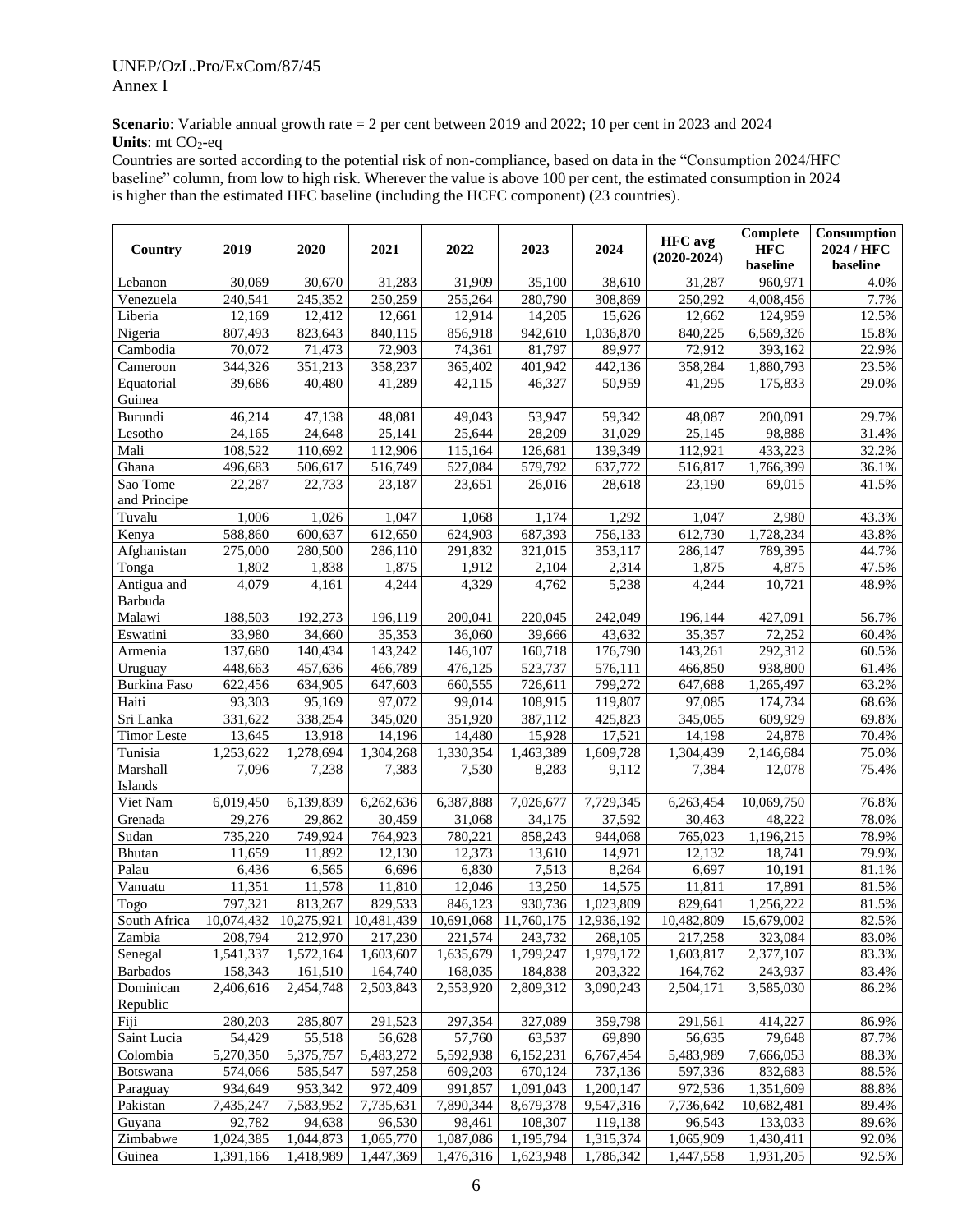**Scenario**: Variable annual growth rate = 2 per cent between 2019 and 2022; 10 per cent in 2023 and 2024
**Units**: mt $CO_2$-eq
Countries are sorted according to the potential risk of non-compliance, based on data in the "Consumption 2024/HFC baseline" column, from low to high risk. Wherever the value is above 100 per cent, the estimated consumption in 2024 is higher than the estimated HFC baseline (including the HCFC component) (23 countries).

| Country | 2019 | 2020 | 2021 | 2022 | 2023 | 2024 | HFC avg (2020-2024) | Complete HFC baseline | Consumption 2024 / HFC baseline |
|---|---|---|---|---|---|---|---|---|---|
| Lebanon | 30,069 | 30,670 | 31,283 | 31,909 | 35,100 | 38,610 | 31,287 | 960,971 | 4.0% |
| Venezuela | 240,541 | 245,352 | 250,259 | 255,264 | 280,790 | 308,869 | 250,292 | 4,008,456 | 7.7% |
| Liberia | 12,169 | 12,412 | 12,661 | 12,914 | 14,205 | 15,626 | 12,662 | 124,959 | 12.5% |
| Nigeria | 807,493 | 823,643 | 840,115 | 856,918 | 942,610 | 1,036,870 | 840,225 | 6,569,326 | 15.8% |
| Cambodia | 70,072 | 71,473 | 72,903 | 74,361 | 81,797 | 89,977 | 72,912 | 393,162 | 22.9% |
| Cameroon | 344,326 | 351,213 | 358,237 | 365,402 | 401,942 | 442,136 | 358,284 | 1,880,793 | 23.5% |
| Equatorial Guinea | 39,686 | 40,480 | 41,289 | 42,115 | 46,327 | 50,959 | 41,295 | 175,833 | 29.0% |
| Burundi | 46,214 | 47,138 | 48,081 | 49,043 | 53,947 | 59,342 | 48,087 | 200,091 | 29.7% |
| Lesotho | 24,165 | 24,648 | 25,141 | 25,644 | 28,209 | 31,029 | 25,145 | 98,888 | 31.4% |
| Mali | 108,522 | 110,692 | 112,906 | 115,164 | 126,681 | 139,349 | 112,921 | 433,223 | 32.2% |
| Ghana | 496,683 | 506,617 | 516,749 | 527,084 | 579,792 | 637,772 | 516,817 | 1,766,399 | 36.1% |
| Sao Tome and Principe | 22,287 | 22,733 | 23,187 | 23,651 | 26,016 | 28,618 | 23,190 | 69,015 | 41.5% |
| Tuvalu | 1,006 | 1,026 | 1,047 | 1,068 | 1,174 | 1,292 | 1,047 | 2,980 | 43.3% |
| Kenya | 588,860 | 600,637 | 612,650 | 624,903 | 687,393 | 756,133 | 612,730 | 1,728,234 | 43.8% |
| Afghanistan | 275,000 | 280,500 | 286,110 | 291,832 | 321,015 | 353,117 | 286,147 | 789,395 | 44.7% |
| Tonga | 1,802 | 1,838 | 1,875 | 1,912 | 2,104 | 2,314 | 1,875 | 4,875 | 47.5% |
| Antigua and Barbuda | 4,079 | 4,161 | 4,244 | 4,329 | 4,762 | 5,238 | 4,244 | 10,721 | 48.9% |
| Malawi | 188,503 | 192,273 | 196,119 | 200,041 | 220,045 | 242,049 | 196,144 | 427,091 | 56.7% |
| Eswatini | 33,980 | 34,660 | 35,353 | 36,060 | 39,666 | 43,632 | 35,357 | 72,252 | 60.4% |
| Armenia | 137,680 | 140,434 | 143,242 | 146,107 | 160,718 | 176,790 | 143,261 | 292,312 | 60.5% |
| Uruguay | 448,663 | 457,636 | 466,789 | 476,125 | 523,737 | 576,111 | 466,850 | 938,800 | 61.4% |
| Burkina Faso | 622,456 | 634,905 | 647,603 | 660,555 | 726,611 | 799,272 | 647,688 | 1,265,497 | 63.2% |
| Haiti | 93,303 | 95,169 | 97,072 | 99,014 | 108,915 | 119,807 | 97,085 | 174,734 | 68.6% |
| Sri Lanka | 331,622 | 338,254 | 345,020 | 351,920 | 387,112 | 425,823 | 345,065 | 609,929 | 69.8% |
| Timor Leste | 13,645 | 13,918 | 14,196 | 14,480 | 15,928 | 17,521 | 14,198 | 24,878 | 70.4% |
| Tunisia | 1,253,622 | 1,278,694 | 1,304,268 | 1,330,354 | 1,463,389 | 1,609,728 | 1,304,439 | 2,146,684 | 75.0% |
| Marshall Islands | 7,096 | 7,238 | 7,383 | 7,530 | 8,283 | 9,112 | 7,384 | 12,078 | 75.4% |
| Viet Nam | 6,019,450 | 6,139,839 | 6,262,636 | 6,387,888 | 7,026,677 | 7,729,345 | 6,263,454 | 10,069,750 | 76.8% |
| Grenada | 29,276 | 29,862 | 30,459 | 31,068 | 34,175 | 37,592 | 30,463 | 48,222 | 78.0% |
| Sudan | 735,220 | 749,924 | 764,923 | 780,221 | 858,243 | 944,068 | 765,023 | 1,196,215 | 78.9% |
| Bhutan | 11,659 | 11,892 | 12,130 | 12,373 | 13,610 | 14,971 | 12,132 | 18,741 | 79.9% |
| Palau | 6,436 | 6,565 | 6,696 | 6,830 | 7,513 | 8,264 | 6,697 | 10,191 | 81.1% |
| Vanuatu | 11,351 | 11,578 | 11,810 | 12,046 | 13,250 | 14,575 | 11,811 | 17,891 | 81.5% |
| Togo | 797,321 | 813,267 | 829,533 | 846,123 | 930,736 | 1,023,809 | 829,641 | 1,256,222 | 81.5% |
| South Africa | 10,074,432 | 10,275,921 | 10,481,439 | 10,691,068 | 11,760,175 | 12,936,192 | 10,482,809 | 15,679,002 | 82.5% |
| Zambia | 208,794 | 212,970 | 217,230 | 221,574 | 243,732 | 268,105 | 217,258 | 323,084 | 83.0% |
| Senegal | 1,541,337 | 1,572,164 | 1,603,607 | 1,635,679 | 1,799,247 | 1,979,172 | 1,603,817 | 2,377,107 | 83.3% |
| Barbados | 158,343 | 161,510 | 164,740 | 168,035 | 184,838 | 203,322 | 164,762 | 243,937 | 83.4% |
| Dominican Republic | 2,406,616 | 2,454,748 | 2,503,843 | 2,553,920 | 2,809,312 | 3,090,243 | 2,504,171 | 3,585,030 | 86.2% |
| Fiji | 280,203 | 285,807 | 291,523 | 297,354 | 327,089 | 359,798 | 291,561 | 414,227 | 86.9% |
| Saint Lucia | 54,429 | 55,518 | 56,628 | 57,760 | 63,537 | 69,890 | 56,635 | 79,648 | 87.7% |
| Colombia | 5,270,350 | 5,375,757 | 5,483,272 | 5,592,938 | 6,152,231 | 6,767,454 | 5,483,989 | 7,666,053 | 88.3% |
| Botswana | 574,066 | 585,547 | 597,258 | 609,203 | 670,124 | 737,136 | 597,336 | 832,683 | 88.5% |
| Paraguay | 934,649 | 953,342 | 972,409 | 991,857 | 1,091,043 | 1,200,147 | 972,536 | 1,351,609 | 88.8% |
| Pakistan | 7,435,247 | 7,583,952 | 7,735,631 | 7,890,344 | 8,679,378 | 9,547,316 | 7,736,642 | 10,682,481 | 89.4% |
| Guyana | 92,782 | 94,638 | 96,530 | 98,461 | 108,307 | 119,138 | 96,543 | 133,033 | 89.6% |
| Zimbabwe | 1,024,385 | 1,044,873 | 1,065,770 | 1,087,086 | 1,195,794 | 1,315,374 | 1,065,909 | 1,430,411 | 92.0% |
| Guinea | 1,391,166 | 1,418,989 | 1,447,369 | 1,476,316 | 1,623,948 | 1,786,342 | 1,447,558 | 1,931,205 | 92.5% |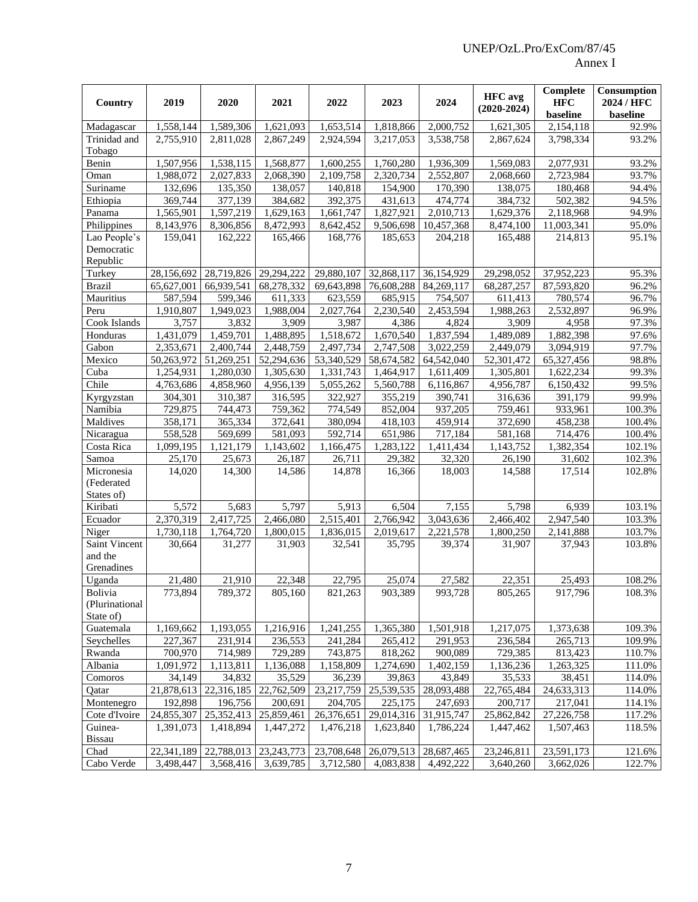| Country | 2019 | 2020 | 2021 | 2022 | 2023 | 2024 | HFC avg (2020-2024) | Complete HFC baseline | Consumption 2024 / HFC baseline |
|---|---|---|---|---|---|---|---|---|---|
| Madagascar | 1,558,144 | 1,589,306 | 1,621,093 | 1,653,514 | 1,818,866 | 2,000,752 | 1,621,305 | 2,154,118 | 92.9% |
| Trinidad and Tobago | 2,755,910 | 2,811,028 | 2,867,249 | 2,924,594 | 3,217,053 | 3,538,758 | 2,867,624 | 3,798,334 | 93.2% |
| Benin | 1,507,956 | 1,538,115 | 1,568,877 | 1,600,255 | 1,760,280 | 1,936,309 | 1,569,083 | 2,077,931 | 93.2% |
| Oman | 1,988,072 | 2,027,833 | 2,068,390 | 2,109,758 | 2,320,734 | 2,552,807 | 2,068,660 | 2,723,984 | 93.7% |
| Suriname | 132,696 | 135,350 | 138,057 | 140,818 | 154,900 | 170,390 | 138,075 | 180,468 | 94.4% |
| Ethiopia | 369,744 | 377,139 | 384,682 | 392,375 | 431,613 | 474,774 | 384,732 | 502,382 | 94.5% |
| Panama | 1,565,901 | 1,597,219 | 1,629,163 | 1,661,747 | 1,827,921 | 2,010,713 | 1,629,376 | 2,118,968 | 94.9% |
| Philippines | 8,143,976 | 8,306,856 | 8,472,993 | 8,642,452 | 9,506,698 | 10,457,368 | 8,474,100 | 11,003,341 | 95.0% |
| Lao People's Democratic Republic | 159,041 | 162,222 | 165,466 | 168,776 | 185,653 | 204,218 | 165,488 | 214,813 | 95.1% |
| Turkey | 28,156,692 | 28,719,826 | 29,294,222 | 29,880,107 | 32,868,117 | 36,154,929 | 29,298,052 | 37,952,223 | 95.3% |
| Brazil | 65,627,001 | 66,939,541 | 68,278,332 | 69,643,898 | 76,608,288 | 84,269,117 | 68,287,257 | 87,593,820 | 96.2% |
| Mauritius | 587,594 | 599,346 | 611,333 | 623,559 | 685,915 | 754,507 | 611,413 | 780,574 | 96.7% |
| Peru | 1,910,807 | 1,949,023 | 1,988,004 | 2,027,764 | 2,230,540 | 2,453,594 | 1,988,263 | 2,532,897 | 96.9% |
| Cook Islands | 3,757 | 3,832 | 3,909 | 3,987 | 4,386 | 4,824 | 3,909 | 4,958 | 97.3% |
| Honduras | 1,431,079 | 1,459,701 | 1,488,895 | 1,518,672 | 1,670,540 | 1,837,594 | 1,489,089 | 1,882,398 | 97.6% |
| Gabon | 2,353,671 | 2,400,744 | 2,448,759 | 2,497,734 | 2,747,508 | 3,022,259 | 2,449,079 | 3,094,919 | 97.7% |
| Mexico | 50,263,972 | 51,269,251 | 52,294,636 | 53,340,529 | 58,674,582 | 64,542,040 | 52,301,472 | 65,327,456 | 98.8% |
| Cuba | 1,254,931 | 1,280,030 | 1,305,630 | 1,331,743 | 1,464,917 | 1,611,409 | 1,305,801 | 1,622,234 | 99.3% |
| Chile | 4,763,686 | 4,858,960 | 4,956,139 | 5,055,262 | 5,560,788 | 6,116,867 | 4,956,787 | 6,150,432 | 99.5% |
| Kyrgyzstan | 304,301 | 310,387 | 316,595 | 322,927 | 355,219 | 390,741 | 316,636 | 391,179 | 99.9% |
| Namibia | 729,875 | 744,473 | 759,362 | 774,549 | 852,004 | 937,205 | 759,461 | 933,961 | 100.3% |
| Maldives | 358,171 | 365,334 | 372,641 | 380,094 | 418,103 | 459,914 | 372,690 | 458,238 | 100.4% |
| Nicaragua | 558,528 | 569,699 | 581,093 | 592,714 | 651,986 | 717,184 | 581,168 | 714,476 | 100.4% |
| Costa Rica | 1,099,195 | 1,121,179 | 1,143,602 | 1,166,475 | 1,283,122 | 1,411,434 | 1,143,752 | 1,382,354 | 102.1% |
| Samoa | 25,170 | 25,673 | 26,187 | 26,711 | 29,382 | 32,320 | 26,190 | 31,602 | 102.3% |
| Micronesia (Federated States of) | 14,020 | 14,300 | 14,586 | 14,878 | 16,366 | 18,003 | 14,588 | 17,514 | 102.8% |
| Kiribati | 5,572 | 5,683 | 5,797 | 5,913 | 6,504 | 7,155 | 5,798 | 6,939 | 103.1% |
| Ecuador | 2,370,319 | 2,417,725 | 2,466,080 | 2,515,401 | 2,766,942 | 3,043,636 | 2,466,402 | 2,947,540 | 103.3% |
| Niger | 1,730,118 | 1,764,720 | 1,800,015 | 1,836,015 | 2,019,617 | 2,221,578 | 1,800,250 | 2,141,888 | 103.7% |
| Saint Vincent and the Grenadines | 30,664 | 31,277 | 31,903 | 32,541 | 35,795 | 39,374 | 31,907 | 37,943 | 103.8% |
| Uganda | 21,480 | 21,910 | 22,348 | 22,795 | 25,074 | 27,582 | 22,351 | 25,493 | 108.2% |
| Bolivia (Plurinational State of) | 773,894 | 789,372 | 805,160 | 821,263 | 903,389 | 993,728 | 805,265 | 917,796 | 108.3% |
| Guatemala | 1,169,662 | 1,193,055 | 1,216,916 | 1,241,255 | 1,365,380 | 1,501,918 | 1,217,075 | 1,373,638 | 109.3% |
| Seychelles | 227,367 | 231,914 | 236,553 | 241,284 | 265,412 | 291,953 | 236,584 | 265,713 | 109.9% |
| Rwanda | 700,970 | 714,989 | 729,289 | 743,875 | 818,262 | 900,089 | 729,385 | 813,423 | 110.7% |
| Albania | 1,091,972 | 1,113,811 | 1,136,088 | 1,158,809 | 1,274,690 | 1,402,159 | 1,136,236 | 1,263,325 | 111.0% |
| Comoros | 34,149 | 34,832 | 35,529 | 36,239 | 39,863 | 43,849 | 35,533 | 38,451 | 114.0% |
| Qatar | 21,878,613 | 22,316,185 | 22,762,509 | 23,217,759 | 25,539,535 | 28,093,488 | 22,765,484 | 24,633,313 | 114.0% |
| Montenegro | 192,898 | 196,756 | 200,691 | 204,705 | 225,175 | 247,693 | 200,717 | 217,041 | 114.1% |
| Cote d'Ivoire | 24,855,307 | 25,352,413 | 25,859,461 | 26,376,651 | 29,014,316 | 31,915,747 | 25,862,842 | 27,226,758 | 117.2% |
| Guinea-Bissau | 1,391,073 | 1,418,894 | 1,447,272 | 1,476,218 | 1,623,840 | 1,786,224 | 1,447,462 | 1,507,463 | 118.5% |
| Chad | 22,341,189 | 22,788,013 | 23,243,773 | 23,708,648 | 26,079,513 | 28,687,465 | 23,246,811 | 23,591,173 | 121.6% |
| Cabo Verde | 3,498,447 | 3,568,416 | 3,639,785 | 3,712,580 | 4,083,838 | 4,492,222 | 3,640,260 | 3,662,026 | 122.7% |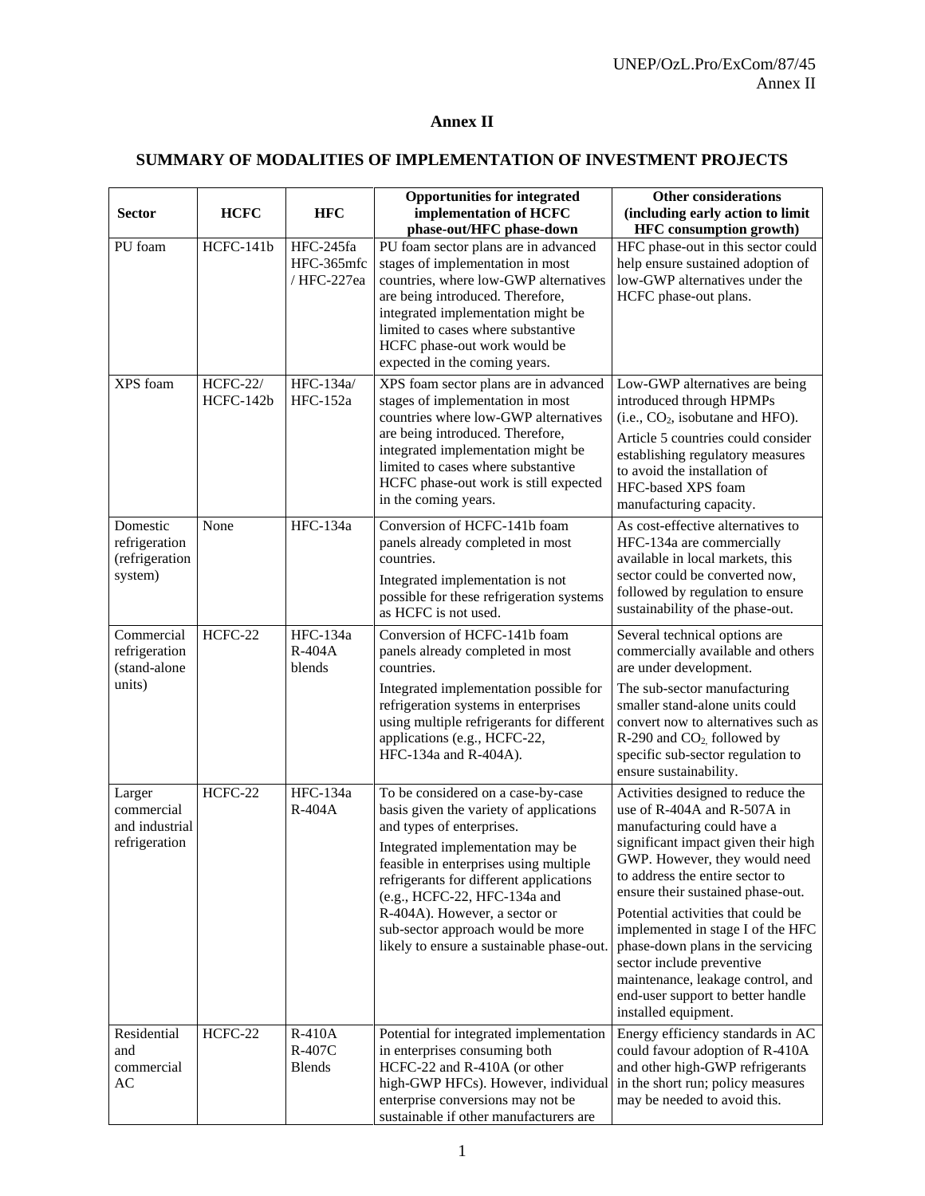# Annex II

## SUMMARY OF MODALITIES OF IMPLEMENTATION OF INVESTMENT PROJECTS

| Sector | HCFC | HFC | Opportunities for integrated implementation of HCFC phase-out/HFC phase-down | Other considerations (including early action to limit HFC consumption growth) |
|---|---|---|---|---|
| PU foam | HCFC-141b | HFC-245fa HFC-365mfc / HFC-227ea | PU foam sector plans are in advanced stages of implementation in most countries, where low-GWP alternatives are being introduced. Therefore, integrated implementation might be limited to cases where substantive HCFC phase-out work would be expected in the coming years. | HFC phase-out in this sector could help ensure sustained adoption of low-GWP alternatives under the HCFC phase-out plans. |
| XPS foam | HCFC-22/ HCFC-142b | HFC-134a/ HFC-152a | XPS foam sector plans are in advanced stages of implementation in most countries where low-GWP alternatives are being introduced. Therefore, integrated implementation might be limited to cases where substantive HCFC phase-out work is still expected in the coming years. | Low-GWP alternatives are being introduced through HPMPs (i.e., $CO_2$, isobutane and HFO). Article 5 countries could consider establishing regulatory measures to avoid the installation of HFC-based XPS foam manufacturing capacity. |
| Domestic refrigeration (refrigeration system) | None | HFC-134a | Conversion of HCFC-141b foam panels already completed in most countries. Integrated implementation is not possible for these refrigeration systems as HCFC is not used. | As cost-effective alternatives to HFC-134a are commercially available in local markets, this sector could be converted now, followed by regulation to ensure sustainability of the phase-out. |
| Commercial refrigeration (stand-alone units) | HCFC-22 | HFC-134a R-404A blends | Conversion of HCFC-141b foam panels already completed in most countries. Integrated implementation possible for refrigeration systems in enterprises using multiple refrigerants for different applications (e.g., HCFC-22, HFC-134a and R-404A). | Several technical options are commercially available and others are under development. The sub-sector manufacturing smaller stand-alone units could convert now to alternatives such as R-290 and $CO_2$, followed by specific sub-sector regulation to ensure sustainability. |
| Larger commercial and industrial refrigeration | HCFC-22 | HFC-134a R-404A | To be considered on a case-by-case basis given the variety of applications and types of enterprises. Integrated implementation may be feasible in enterprises using multiple refrigerants for different applications (e.g., HCFC-22, HFC-134a and R-404A). However, a sector or sub-sector approach would be more likely to ensure a sustainable phase-out. | Activities designed to reduce the use of R-404A and R-507A in manufacturing could have a significant impact given their high GWP. However, they would need to address the entire sector to ensure their sustained phase-out. Potential activities that could be implemented in stage I of the HFC phase-down plans in the servicing sector include preventive maintenance, leakage control, and end-user support to better handle installed equipment. |
| Residential and commercial AC | HCFC-22 | R-410A R-407C Blends | Potential for integrated implementation in enterprises consuming both HCFC-22 and R-410A (or other high-GWP HFCs). However, individual enterprise conversions may not be sustainable if other manufacturers are | Energy efficiency standards in AC could favour adoption of R-410A and other high-GWP refrigerants in the short run; policy measures may be needed to avoid this. |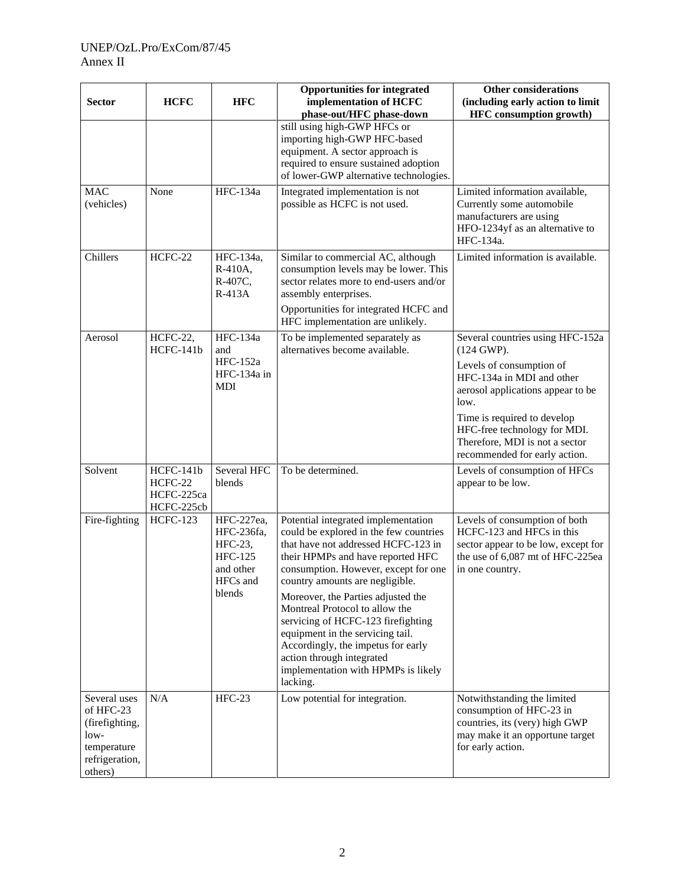| Sector | HCFC | HFC | Opportunities for integrated implementation of HCFC phase-out/HFC phase-down | Other considerations (including early action to limit HFC consumption growth) |
|---|---|---|---|---|
| | | | still using high-GWP HFCs or importing high-GWP HFC-based equipment. A sector approach is required to ensure sustained adoption of lower-GWP alternative technologies. | |
| MAC (vehicles) | None | HFC-134a | Integrated implementation is not possible as HCFC is not used. | Limited information available, Currently some automobile manufacturers are using HFO-1234yf as an alternative to HFC-134a. |
| Chillers | HCFC-22 | HFC-134a, R-410A, R-407C, R-413A | Similar to commercial AC, although consumption levels may be lower. This sector relates more to end-users and/or assembly enterprises.<br>Opportunities for integrated HCFC and HFC implementation are unlikely. | Limited information is available. |
| Aerosol | HCFC-22, HCFC-141b | HFC-134a and HFC-152a HFC-134a in MDI | To be implemented separately as alternatives become available. | Several countries using HFC-152a (124 GWP).<br>Levels of consumption of HFC-134a in MDI and other aerosol applications appear to be low.<br>Time is required to develop HFC-free technology for MDI. Therefore, MDI is not a sector recommended for early action. |
| Solvent | HCFC-141b HCFC-22 HCFC-225ca HCFC-225cb | Several HFC blends | To be determined. | Levels of consumption of HFCs appear to be low. |
| Fire-fighting | HCFC-123 | HFC-227ea, HFC-236fa, HFC-23, HFC-125 and other HFCs and blends | Potential integrated implementation could be explored in the few countries that have not addressed HCFC-123 in their HPMPs and have reported HFC consumption. However, except for one country amounts are negligible.<br>Moreover, the Parties adjusted the Montreal Protocol to allow the servicing of HCFC-123 firefighting equipment in the servicing tail. Accordingly, the impetus for early action through integrated implementation with HPMPs is likely lacking. | Levels of consumption of both HCFC-123 and HFCs in this sector appear to be low, except for the use of 6,087 mt of HFC-225ea in one country. |
| Several uses of HFC-23 (firefighting, low-temperature refrigeration, others) | N/A | HFC-23 | Low potential for integration. | Notwithstanding the limited consumption of HFC-23 in countries, its (very) high GWP may make it an opportune target for early action. |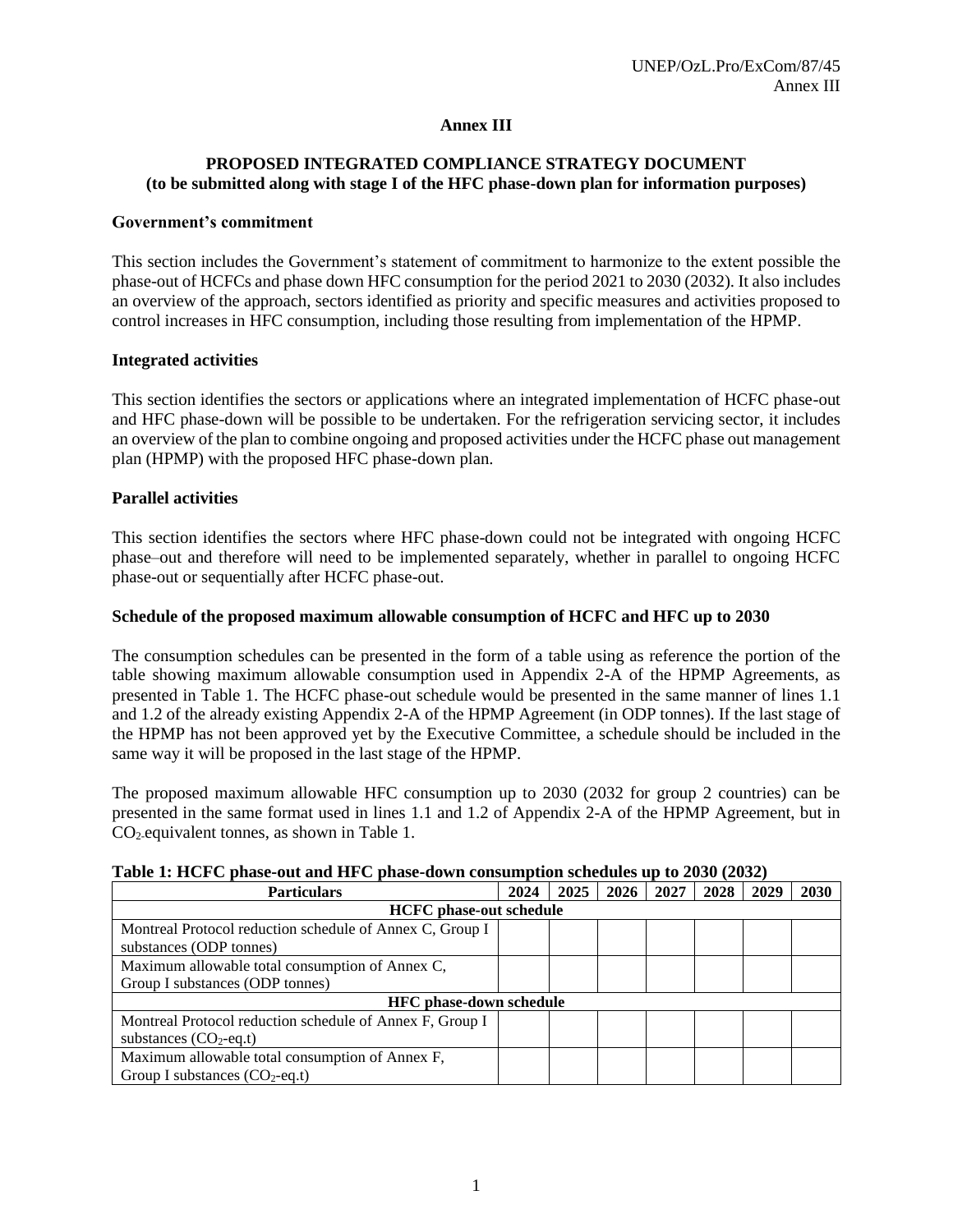# Annex III

## PROPOSED INTEGRATED COMPLIANCE STRATEGY DOCUMENT
**(to be submitted along with stage I of the HFC phase-down plan for information purposes)**

### Government's commitment

This section includes the Government's statement of commitment to harmonize to the extent possible the phase-out of HCFCs and phase down HFC consumption for the period 2021 to 2030 (2032). It also includes an overview of the approach, sectors identified as priority and specific measures and activities proposed to control increases in HFC consumption, including those resulting from implementation of the HPMP.

### Integrated activities

This section identifies the sectors or applications where an integrated implementation of HCFC phase-out and HFC phase-down will be possible to be undertaken. For the refrigeration servicing sector, it includes an overview of the plan to combine ongoing and proposed activities under the HCFC phase out management plan (HPMP) with the proposed HFC phase-down plan.

### Parallel activities

This section identifies the sectors where HFC phase-down could not be integrated with ongoing HCFC phase–out and therefore will need to be implemented separately, whether in parallel to ongoing HCFC phase-out or sequentially after HCFC phase-out.

### Schedule of the proposed maximum allowable consumption of HCFC and HFC up to 2030

The consumption schedules can be presented in the form of a table using as reference the portion of the table showing maximum allowable consumption used in Appendix 2-A of the HPMP Agreements, as presented in Table 1. The HCFC phase-out schedule would be presented in the same manner of lines 1.1 and 1.2 of the already existing Appendix 2-A of the HPMP Agreement (in ODP tonnes). If the last stage of the HPMP has not been approved yet by the Executive Committee, a schedule should be included in the same way it will be proposed in the last stage of the HPMP.

The proposed maximum allowable HFC consumption up to 2030 (2032 for group 2 countries) can be presented in the same format used in lines 1.1 and 1.2 of Appendix 2-A of the HPMP Agreement, but in $CO_2$-equivalent tonnes, as shown in Table 1.

**Table 1: HCFC phase-out and HFC phase-down consumption schedules up to 2030 (2032)**

| Particulars | 2024 | 2025 | 2026 | 2027 | 2028 | 2029 | 2030 |
|---|---|---|---|---|---|---|---|
| **HCFC phase-out schedule** | | | | | | | |
| Montreal Protocol reduction schedule of Annex C, Group I substances (ODP tonnes) | | | | | | | |
| Maximum allowable total consumption of Annex C, Group I substances (ODP tonnes) | | | | | | | |
| **HFC phase-down schedule** | | | | | | | |
| Montreal Protocol reduction schedule of Annex F, Group I substances ($CO_2$-eq.t) | | | | | | | |
| Maximum allowable total consumption of Annex F, Group I substances ($CO_2$-eq.t) | | | | | | | |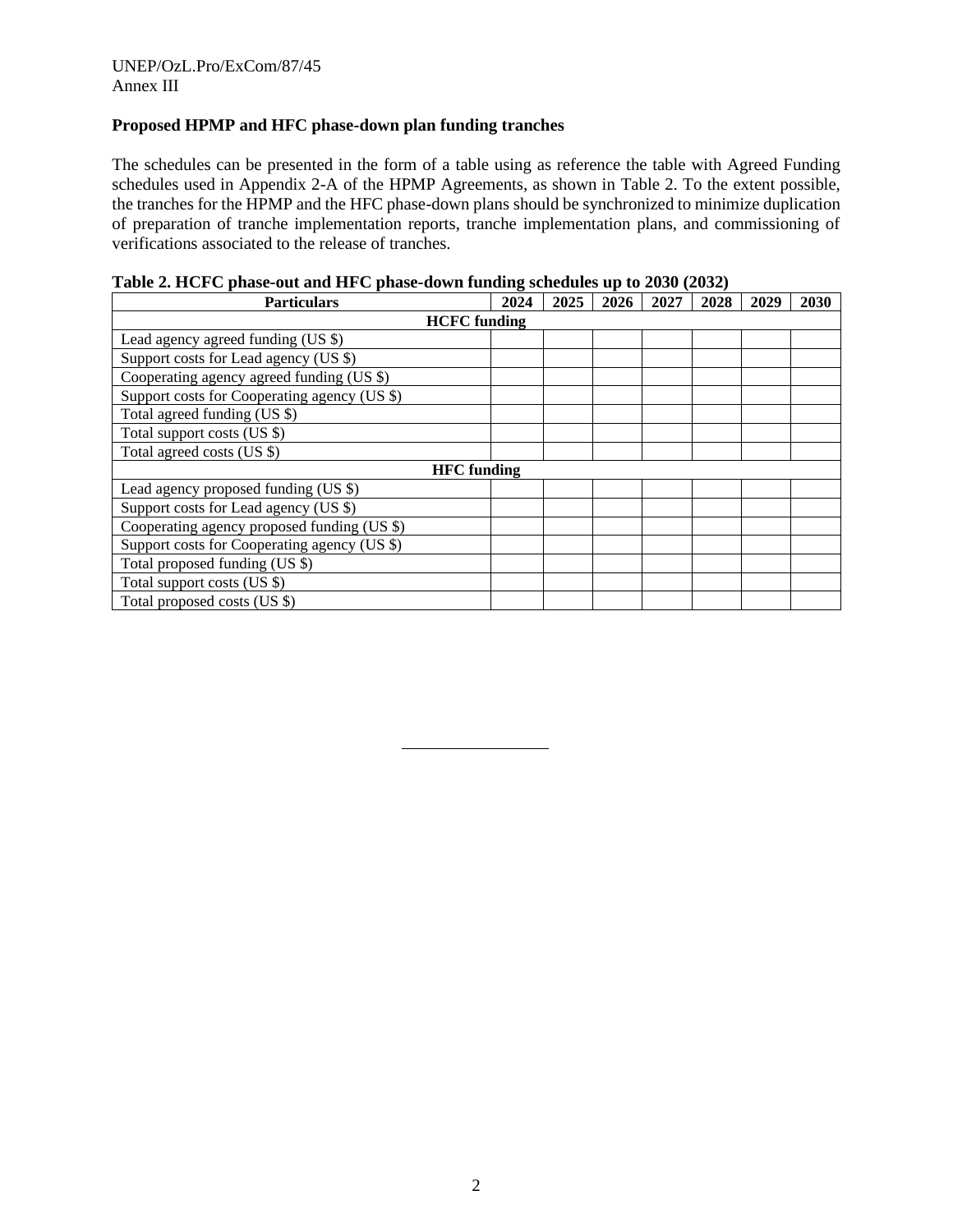**Proposed HPMP and HFC phase-down plan funding tranches**

The schedules can be presented in the form of a table using as reference the table with Agreed Funding schedules used in Appendix 2-A of the HPMP Agreements, as shown in Table 2. To the extent possible, the tranches for the HPMP and the HFC phase-down plans should be synchronized to minimize duplication of preparation of tranche implementation reports, tranche implementation plans, and commissioning of verifications associated to the release of tranches.

**Table 2. HCFC phase-out and HFC phase-down funding schedules up to 2030 (2032)**

| Particulars | 2024 | 2025 | 2026 | 2027 | 2028 | 2029 | 2030 |
|---|---|---|---|---|---|---|---|
| **HCFC funding** | | | | | | | |
| Lead agency agreed funding (US $) | | | | | | | |
| Support costs for Lead agency (US $) | | | | | | | |
| Cooperating agency agreed funding (US $) | | | | | | | |
| Support costs for Cooperating agency (US $) | | | | | | | |
| Total agreed funding (US $) | | | | | | | |
| Total support costs (US $) | | | | | | | |
| Total agreed costs (US $) | | | | | | | |
| **HFC funding** | | | | | | | |
| Lead agency proposed funding (US $) | | | | | | | |
| Support costs for Lead agency (US $) | | | | | | | |
| Cooperating agency proposed funding (US $) | | | | | | | |
| Support costs for Cooperating agency (US $) | | | | | | | |
| Total proposed funding (US $) | | | | | | | |
| Total support costs (US $) | | | | | | | |
| Total proposed costs (US $) | | | | | | | |